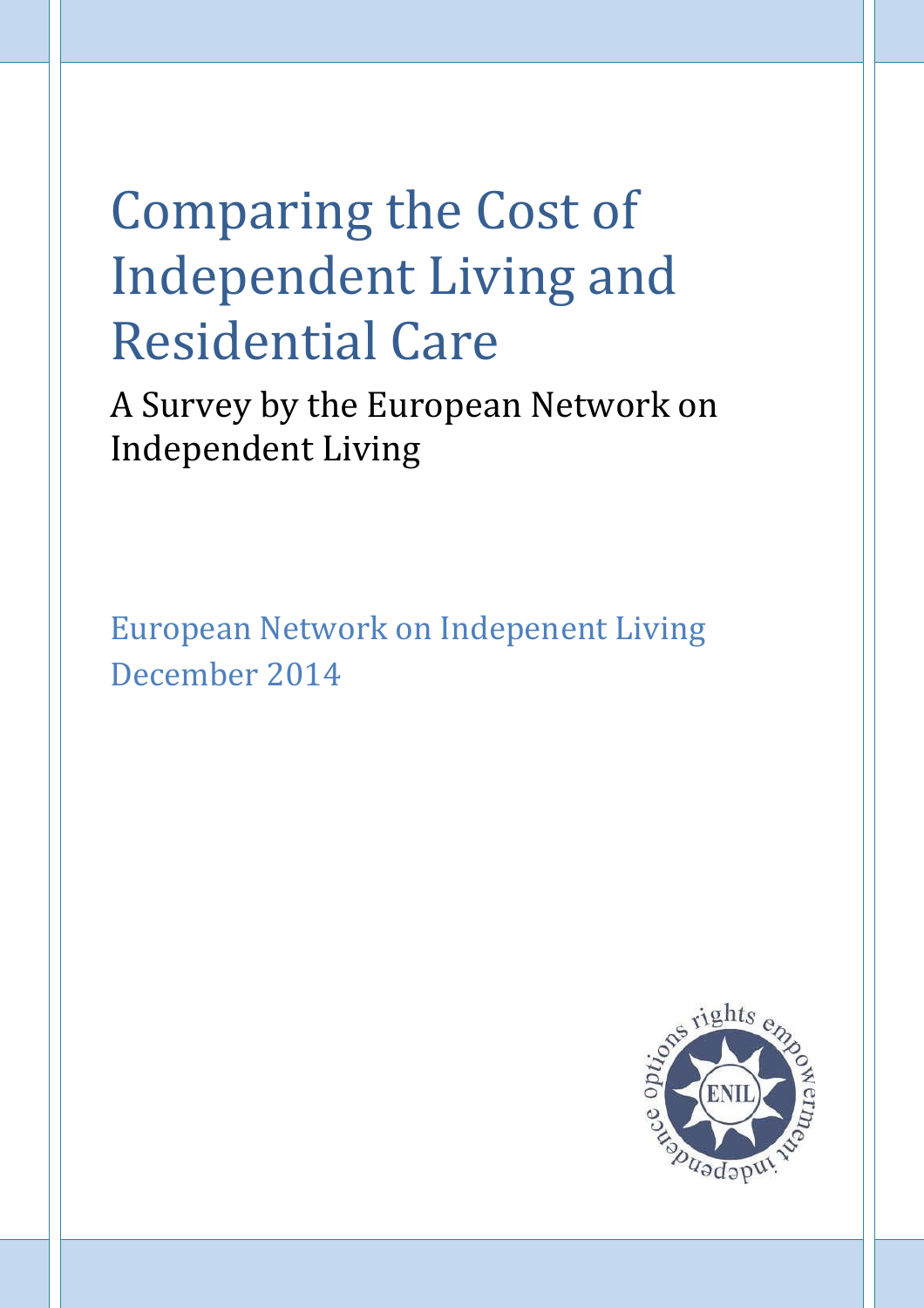# Comparing the Cost of Independent Living and Residential Care

A Survey by the European Network on Independent Living

European Network on Indepenent Living
December 2014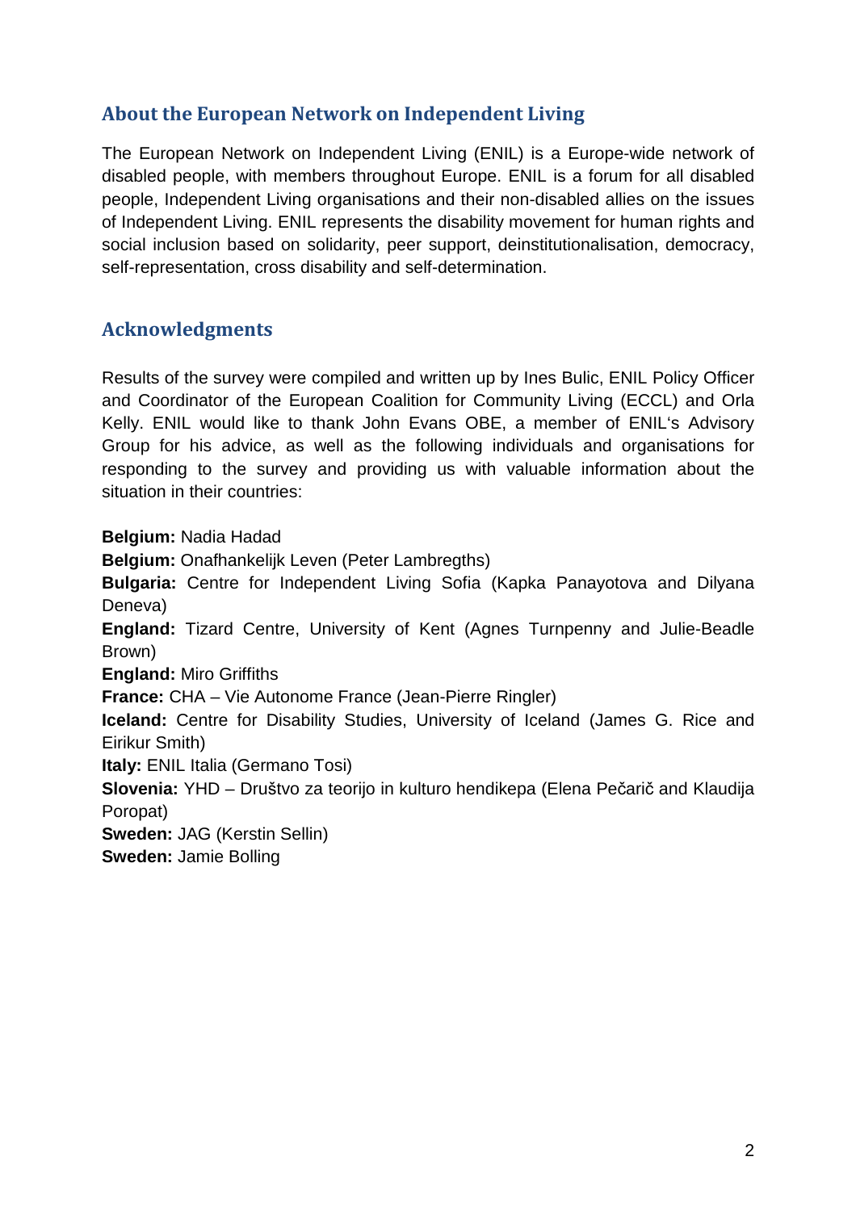## About the European Network on Independent Living

The European Network on Independent Living (ENIL) is a Europe-wide network of disabled people, with members throughout Europe. ENIL is a forum for all disabled people, Independent Living organisations and their non-disabled allies on the issues of Independent Living. ENIL represents the disability movement for human rights and social inclusion based on solidarity, peer support, deinstitutionalisation, democracy, self-representation, cross disability and self-determination.

## Acknowledgments

Results of the survey were compiled and written up by Ines Bulic, ENIL Policy Officer and Coordinator of the European Coalition for Community Living (ECCL) and Orla Kelly. ENIL would like to thank John Evans OBE, a member of ENIL's Advisory Group for his advice, as well as the following individuals and organisations for responding to the survey and providing us with valuable information about the situation in their countries:

**Belgium:** Nadia Hadad
**Belgium:** Onafhankelijk Leven (Peter Lambregths)
**Bulgaria:** Centre for Independent Living Sofia (Kapka Panayotova and Dilyana Deneva)
**England:** Tizard Centre, University of Kent (Agnes Turnpenny and Julie-Beadle Brown)
**England:** Miro Griffiths
**France:** CHA – Vie Autonome France (Jean-Pierre Ringler)
**Iceland:** Centre for Disability Studies, University of Iceland (James G. Rice and Eirikur Smith)
**Italy:** ENIL Italia (Germano Tosi)
**Slovenia:** YHD – Društvo za teorijo in kulturo hendikepa (Elena Pečarič and Klaudija Poropat)
**Sweden:** JAG (Kerstin Sellin)
**Sweden:** Jamie Bolling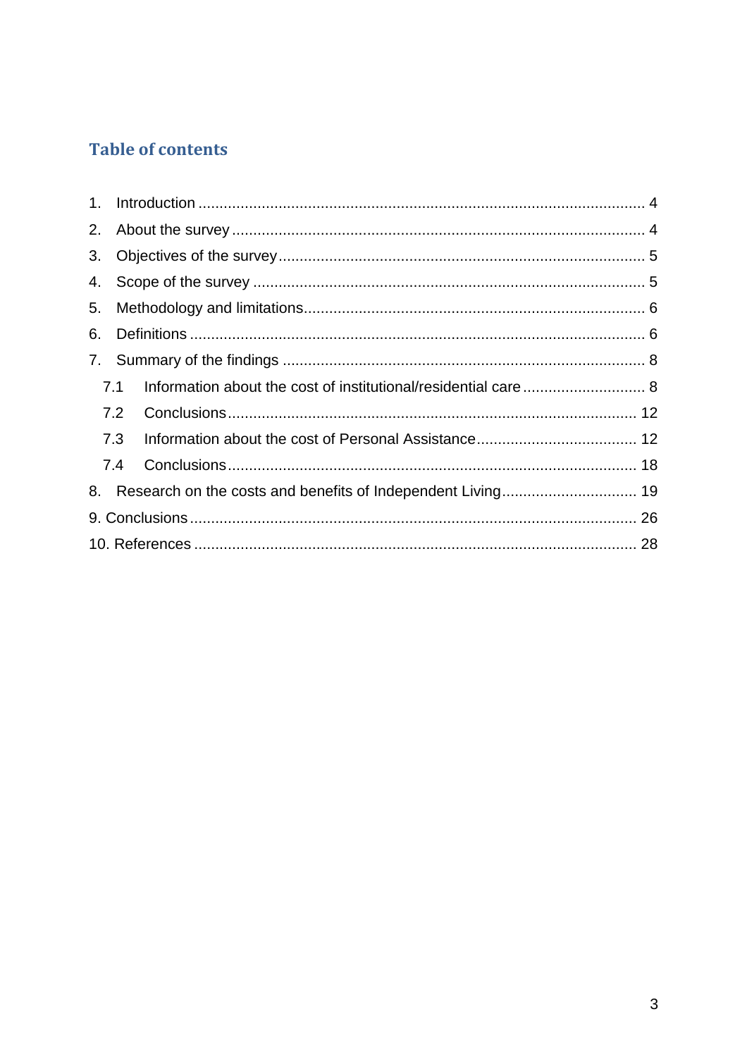## Table of contents

1. Introduction ..... 4
2. About the survey ..... 4
3. Objectives of the survey ..... 5
4. Scope of the survey ..... 5
5. Methodology and limitations ..... 6
6. Definitions ..... 6
7. Summary of the findings ..... 8
   - 7.1 Information about the cost of institutional/residential care ..... 8
   - 7.2 Conclusions ..... 12
   - 7.3 Information about the cost of Personal Assistance ..... 12
   - 7.4 Conclusions ..... 18
8. Research on the costs and benefits of Independent Living ..... 19
9. Conclusions ..... 26
10. References ..... 28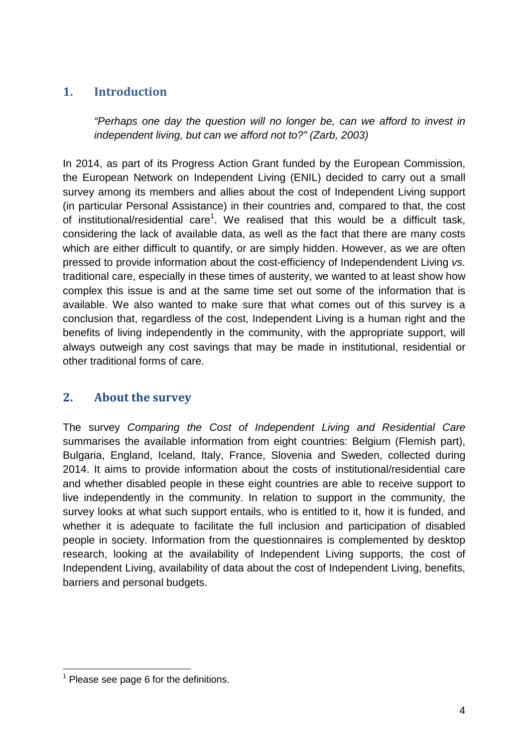## 1. Introduction

> *"Perhaps one day the question will no longer be, can we afford to invest in independent living, but can we afford not to?" (Zarb, 2003)*

In 2014, as part of its Progress Action Grant funded by the European Commission, the European Network on Independent Living (ENIL) decided to carry out a small survey among its members and allies about the cost of Independent Living support (in particular Personal Assistance) in their countries and, compared to that, the cost of institutional/residential care[1]. We realised that this would be a difficult task, considering the lack of available data, as well as the fact that there are many costs which are either difficult to quantify, or are simply hidden. However, as we are often pressed to provide information about the cost-efficiency of Independendent Living *vs*. traditional care, especially in these times of austerity, we wanted to at least show how complex this issue is and at the same time set out some of the information that is available. We also wanted to make sure that what comes out of this survey is a conclusion that, regardless of the cost, Independent Living is a human right and the benefits of living independently in the community, with the appropriate support, will always outweigh any cost savings that may be made in institutional, residential or other traditional forms of care.

## 2. About the survey

The survey *Comparing the Cost of Independent Living and Residential Care* summarises the available information from eight countries: Belgium (Flemish part), Bulgaria, England, Iceland, Italy, France, Slovenia and Sweden, collected during 2014. It aims to provide information about the costs of institutional/residential care and whether disabled people in these eight countries are able to receive support to live independently in the community. In relation to support in the community, the survey looks at what such support entails, who is entitled to it, how it is funded, and whether it is adequate to facilitate the full inclusion and participation of disabled people in society. Information from the questionnaires is complemented by desktop research, looking at the availability of Independent Living supports, the cost of Independent Living, availability of data about the cost of Independent Living, benefits, barriers and personal budgets.

---

[1] Please see page 6 for the definitions.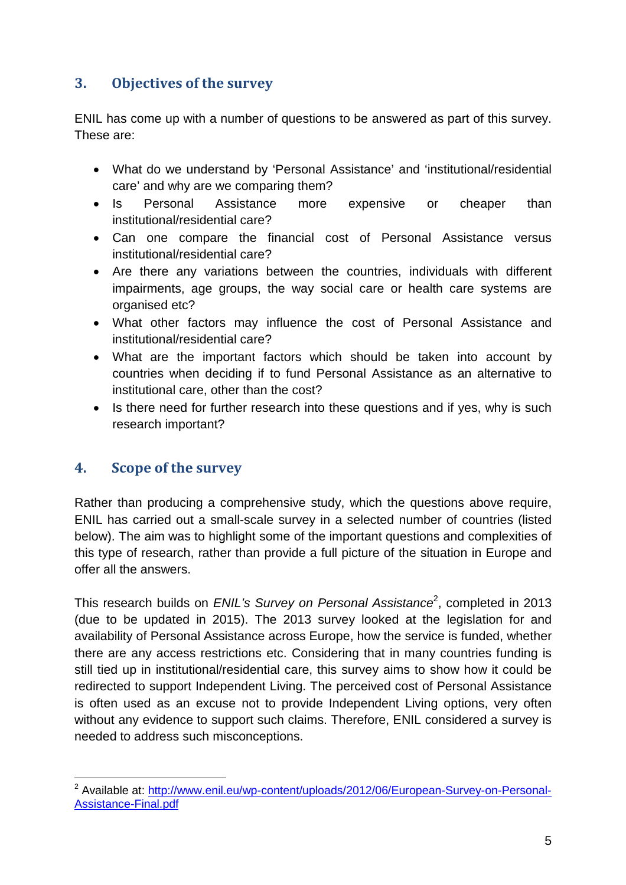## 3. Objectives of the survey

ENIL has come up with a number of questions to be answered as part of this survey. These are:

- What do we understand by 'Personal Assistance' and 'institutional/residential care' and why are we comparing them?
- Is Personal Assistance more expensive or cheaper than institutional/residential care?
- Can one compare the financial cost of Personal Assistance versus institutional/residential care?
- Are there any variations between the countries, individuals with different impairments, age groups, the way social care or health care systems are organised etc?
- What other factors may influence the cost of Personal Assistance and institutional/residential care?
- What are the important factors which should be taken into account by countries when deciding if to fund Personal Assistance as an alternative to institutional care, other than the cost?
- Is there need for further research into these questions and if yes, why is such research important?

## 4. Scope of the survey

Rather than producing a comprehensive study, which the questions above require, ENIL has carried out a small-scale survey in a selected number of countries (listed below). The aim was to highlight some of the important questions and complexities of this type of research, rather than provide a full picture of the situation in Europe and offer all the answers.

This research builds on *ENIL's Survey on Personal Assistance*[2], completed in 2013 (due to be updated in 2015). The 2013 survey looked at the legislation for and availability of Personal Assistance across Europe, how the service is funded, whether there are any access restrictions etc. Considering that in many countries funding is still tied up in institutional/residential care, this survey aims to show how it could be redirected to support Independent Living. The perceived cost of Personal Assistance is often used as an excuse not to provide Independent Living options, very often without any evidence to support such claims. Therefore, ENIL considered a survey is needed to address such misconceptions.

[2] Available at: http://www.enil.eu/wp-content/uploads/2012/06/European-Survey-on-Personal-Assistance-Final.pdf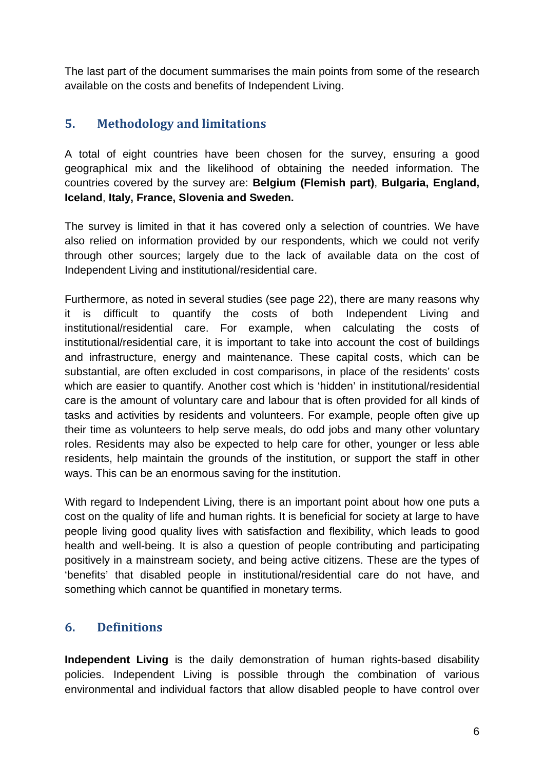The last part of the document summarises the main points from some of the research available on the costs and benefits of Independent Living.

## 5. Methodology and limitations

A total of eight countries have been chosen for the survey, ensuring a good geographical mix and the likelihood of obtaining the needed information. The countries covered by the survey are: **Belgium (Flemish part)**, **Bulgaria, England, Iceland**, **Italy, France, Slovenia and Sweden.**

The survey is limited in that it has covered only a selection of countries. We have also relied on information provided by our respondents, which we could not verify through other sources; largely due to the lack of available data on the cost of Independent Living and institutional/residential care.

Furthermore, as noted in several studies (see page 22), there are many reasons why it is difficult to quantify the costs of both Independent Living and institutional/residential care. For example, when calculating the costs of institutional/residential care, it is important to take into account the cost of buildings and infrastructure, energy and maintenance. These capital costs, which can be substantial, are often excluded in cost comparisons, in place of the residents' costs which are easier to quantify. Another cost which is 'hidden' in institutional/residential care is the amount of voluntary care and labour that is often provided for all kinds of tasks and activities by residents and volunteers. For example, people often give up their time as volunteers to help serve meals, do odd jobs and many other voluntary roles. Residents may also be expected to help care for other, younger or less able residents, help maintain the grounds of the institution, or support the staff in other ways. This can be an enormous saving for the institution.

With regard to Independent Living, there is an important point about how one puts a cost on the quality of life and human rights. It is beneficial for society at large to have people living good quality lives with satisfaction and flexibility, which leads to good health and well-being. It is also a question of people contributing and participating positively in a mainstream society, and being active citizens. These are the types of 'benefits' that disabled people in institutional/residential care do not have, and something which cannot be quantified in monetary terms.

## 6. Definitions

**Independent Living** is the daily demonstration of human rights-based disability policies. Independent Living is possible through the combination of various environmental and individual factors that allow disabled people to have control over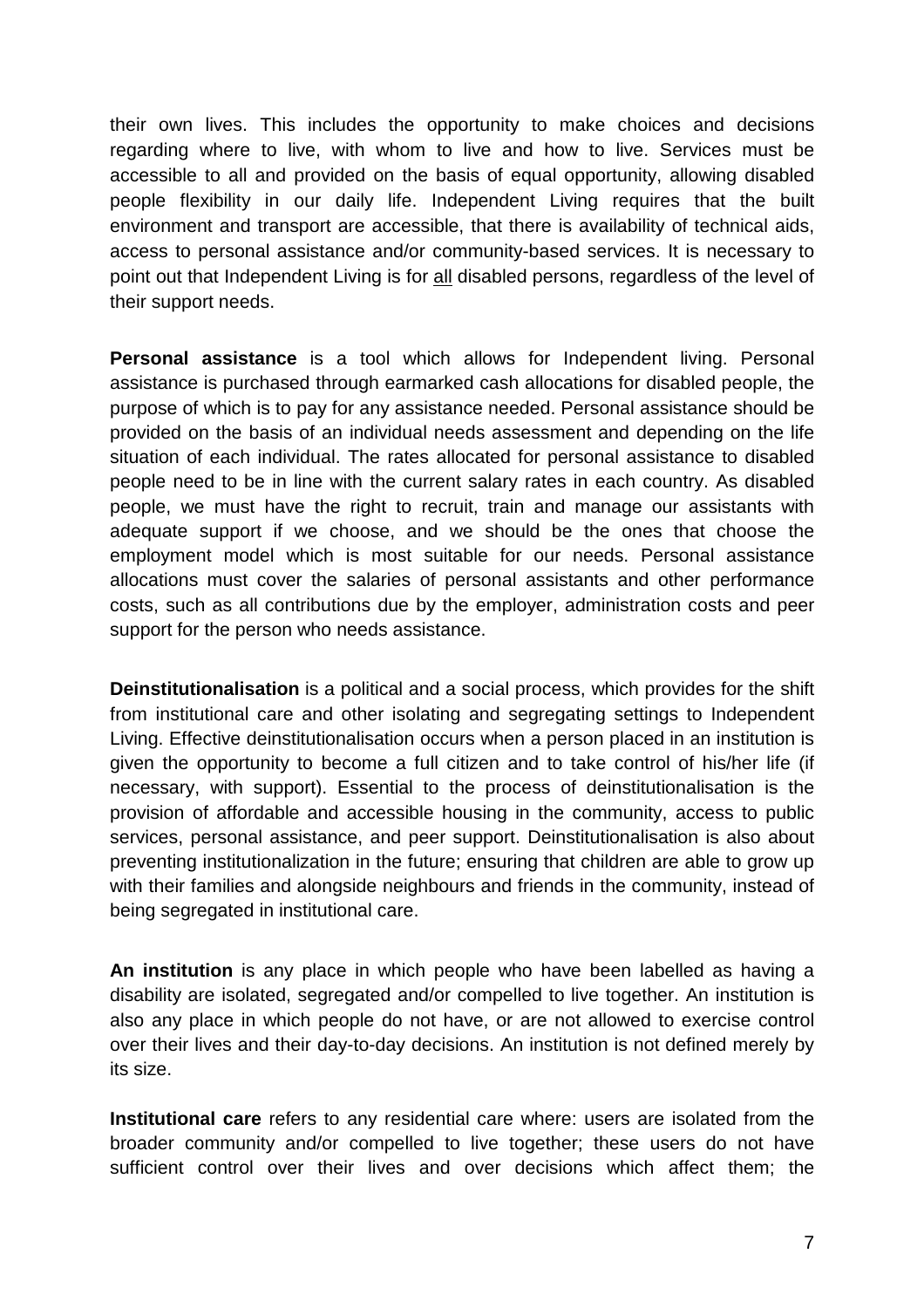their own lives. This includes the opportunity to make choices and decisions regarding where to live, with whom to live and how to live. Services must be accessible to all and provided on the basis of equal opportunity, allowing disabled people flexibility in our daily life. Independent Living requires that the built environment and transport are accessible, that there is availability of technical aids, access to personal assistance and/or community-based services. It is necessary to point out that Independent Living is for <u>all</u> disabled persons, regardless of the level of their support needs.

**Personal assistance** is a tool which allows for Independent living. Personal assistance is purchased through earmarked cash allocations for disabled people, the purpose of which is to pay for any assistance needed. Personal assistance should be provided on the basis of an individual needs assessment and depending on the life situation of each individual. The rates allocated for personal assistance to disabled people need to be in line with the current salary rates in each country. As disabled people, we must have the right to recruit, train and manage our assistants with adequate support if we choose, and we should be the ones that choose the employment model which is most suitable for our needs. Personal assistance allocations must cover the salaries of personal assistants and other performance costs, such as all contributions due by the employer, administration costs and peer support for the person who needs assistance.

**Deinstitutionalisation** is a political and a social process, which provides for the shift from institutional care and other isolating and segregating settings to Independent Living. Effective deinstitutionalisation occurs when a person placed in an institution is given the opportunity to become a full citizen and to take control of his/her life (if necessary, with support). Essential to the process of deinstitutionalisation is the provision of affordable and accessible housing in the community, access to public services, personal assistance, and peer support. Deinstitutionalisation is also about preventing institutionalization in the future; ensuring that children are able to grow up with their families and alongside neighbours and friends in the community, instead of being segregated in institutional care.

**An institution** is any place in which people who have been labelled as having a disability are isolated, segregated and/or compelled to live together. An institution is also any place in which people do not have, or are not allowed to exercise control over their lives and their day-to-day decisions. An institution is not defined merely by its size.

**Institutional care** refers to any residential care where: users are isolated from the broader community and/or compelled to live together; these users do not have sufficient control over their lives and over decisions which affect them; the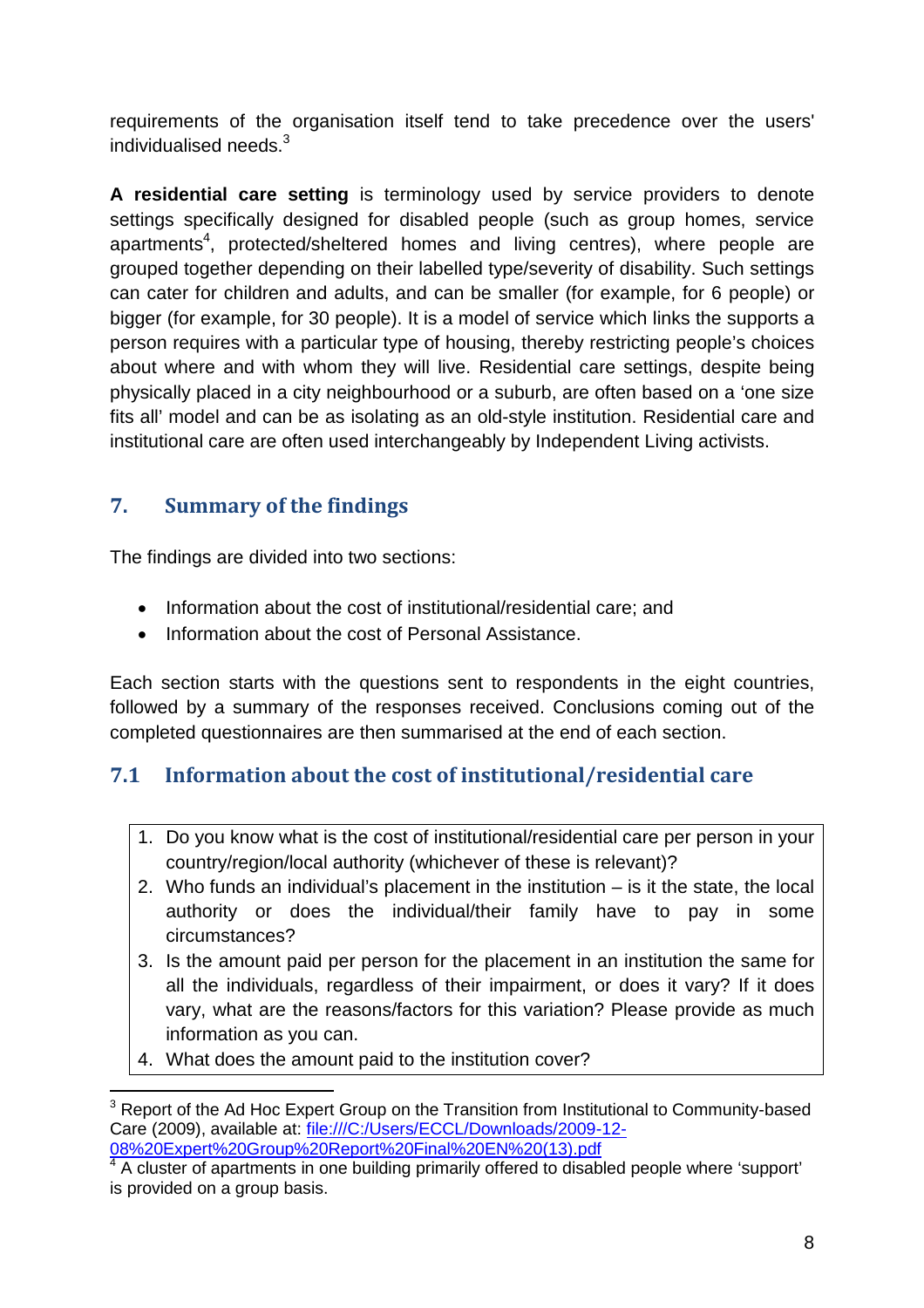requirements of the organisation itself tend to take precedence over the users' individualised needs.[3]

**A residential care setting** is terminology used by service providers to denote settings specifically designed for disabled people (such as group homes, service apartments[4], protected/sheltered homes and living centres), where people are grouped together depending on their labelled type/severity of disability. Such settings can cater for children and adults, and can be smaller (for example, for 6 people) or bigger (for example, for 30 people). It is a model of service which links the supports a person requires with a particular type of housing, thereby restricting people's choices about where and with whom they will live. Residential care settings, despite being physically placed in a city neighbourhood or a suburb, are often based on a 'one size fits all' model and can be as isolating as an old-style institution. Residential care and institutional care are often used interchangeably by Independent Living activists.

## 7. Summary of the findings

The findings are divided into two sections:

- Information about the cost of institutional/residential care; and
- Information about the cost of Personal Assistance.

Each section starts with the questions sent to respondents in the eight countries, followed by a summary of the responses received. Conclusions coming out of the completed questionnaires are then summarised at the end of each section.

### 7.1 Information about the cost of institutional/residential care

1. Do you know what is the cost of institutional/residential care per person in your country/region/local authority (whichever of these is relevant)?
2. Who funds an individual's placement in the institution – is it the state, the local authority or does the individual/their family have to pay in some circumstances?
3. Is the amount paid per person for the placement in an institution the same for all the individuals, regardless of their impairment, or does it vary? If it does vary, what are the reasons/factors for this variation? Please provide as much information as you can.
4. What does the amount paid to the institution cover?

---

[3] Report of the Ad Hoc Expert Group on the Transition from Institutional to Community-based Care (2009), available at: file:///C:/Users/ECCL/Downloads/2009-12-08%20Expert%20Group%20Report%20Final%20EN%20(13).pdf

[4] A cluster of apartments in one building primarily offered to disabled people where 'support' is provided on a group basis.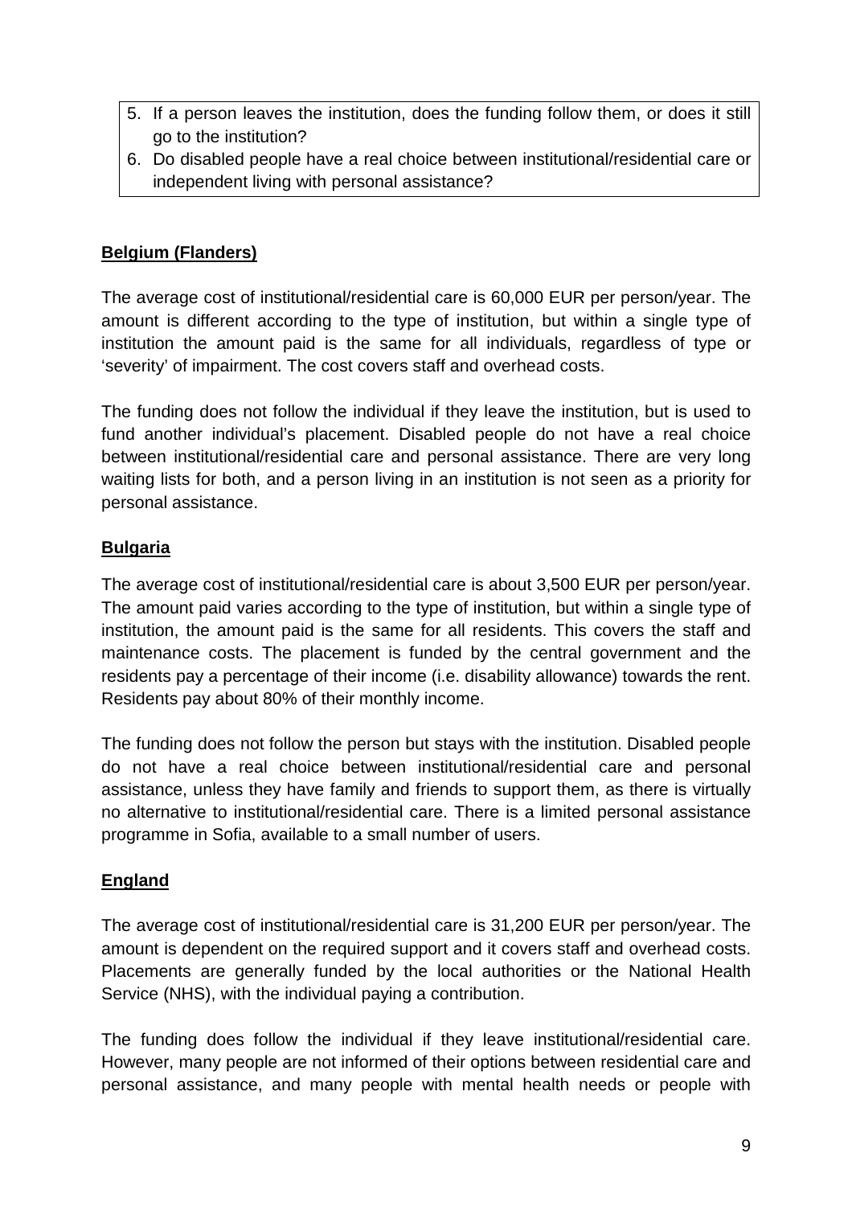5. If a person leaves the institution, does the funding follow them, or does it still go to the institution?
6. Do disabled people have a real choice between institutional/residential care or independent living with personal assistance?

**Belgium (Flanders)**

The average cost of institutional/residential care is 60,000 EUR per person/year. The amount is different according to the type of institution, but within a single type of institution the amount paid is the same for all individuals, regardless of type or 'severity' of impairment. The cost covers staff and overhead costs.

The funding does not follow the individual if they leave the institution, but is used to fund another individual's placement. Disabled people do not have a real choice between institutional/residential care and personal assistance. There are very long waiting lists for both, and a person living in an institution is not seen as a priority for personal assistance.

**Bulgaria**

The average cost of institutional/residential care is about 3,500 EUR per person/year. The amount paid varies according to the type of institution, but within a single type of institution, the amount paid is the same for all residents. This covers the staff and maintenance costs. The placement is funded by the central government and the residents pay a percentage of their income (i.e. disability allowance) towards the rent. Residents pay about 80% of their monthly income.

The funding does not follow the person but stays with the institution. Disabled people do not have a real choice between institutional/residential care and personal assistance, unless they have family and friends to support them, as there is virtually no alternative to institutional/residential care. There is a limited personal assistance programme in Sofia, available to a small number of users.

**England**

The average cost of institutional/residential care is 31,200 EUR per person/year. The amount is dependent on the required support and it covers staff and overhead costs. Placements are generally funded by the local authorities or the National Health Service (NHS), with the individual paying a contribution.

The funding does follow the individual if they leave institutional/residential care. However, many people are not informed of their options between residential care and personal assistance, and many people with mental health needs or people with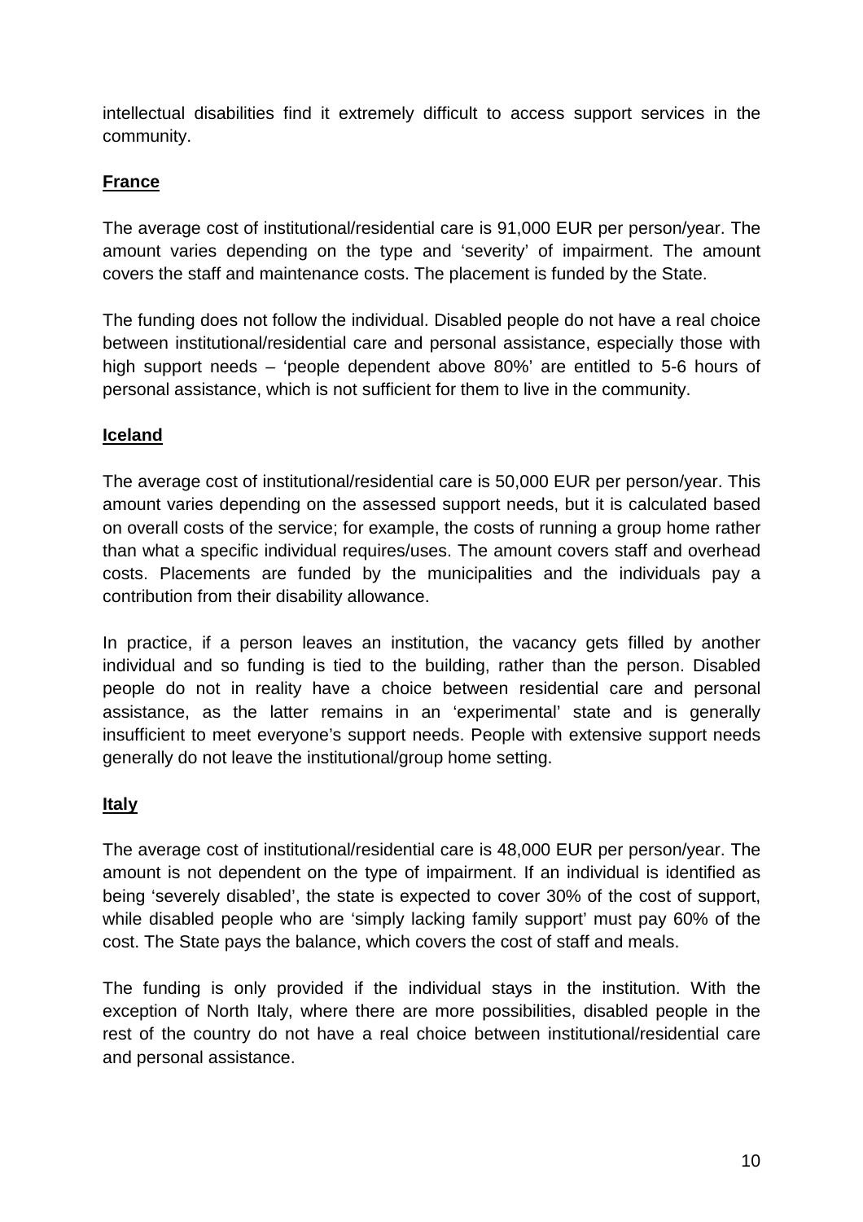intellectual disabilities find it extremely difficult to access support services in the community.

**France**

The average cost of institutional/residential care is 91,000 EUR per person/year. The amount varies depending on the type and 'severity' of impairment. The amount covers the staff and maintenance costs. The placement is funded by the State.

The funding does not follow the individual. Disabled people do not have a real choice between institutional/residential care and personal assistance, especially those with high support needs – 'people dependent above 80%' are entitled to 5-6 hours of personal assistance, which is not sufficient for them to live in the community.

**Iceland**

The average cost of institutional/residential care is 50,000 EUR per person/year. This amount varies depending on the assessed support needs, but it is calculated based on overall costs of the service; for example, the costs of running a group home rather than what a specific individual requires/uses. The amount covers staff and overhead costs. Placements are funded by the municipalities and the individuals pay a contribution from their disability allowance.

In practice, if a person leaves an institution, the vacancy gets filled by another individual and so funding is tied to the building, rather than the person. Disabled people do not in reality have a choice between residential care and personal assistance, as the latter remains in an 'experimental' state and is generally insufficient to meet everyone's support needs. People with extensive support needs generally do not leave the institutional/group home setting.

**Italy**

The average cost of institutional/residential care is 48,000 EUR per person/year. The amount is not dependent on the type of impairment. If an individual is identified as being 'severely disabled', the state is expected to cover 30% of the cost of support, while disabled people who are 'simply lacking family support' must pay 60% of the cost. The State pays the balance, which covers the cost of staff and meals.

The funding is only provided if the individual stays in the institution. With the exception of North Italy, where there are more possibilities, disabled people in the rest of the country do not have a real choice between institutional/residential care and personal assistance.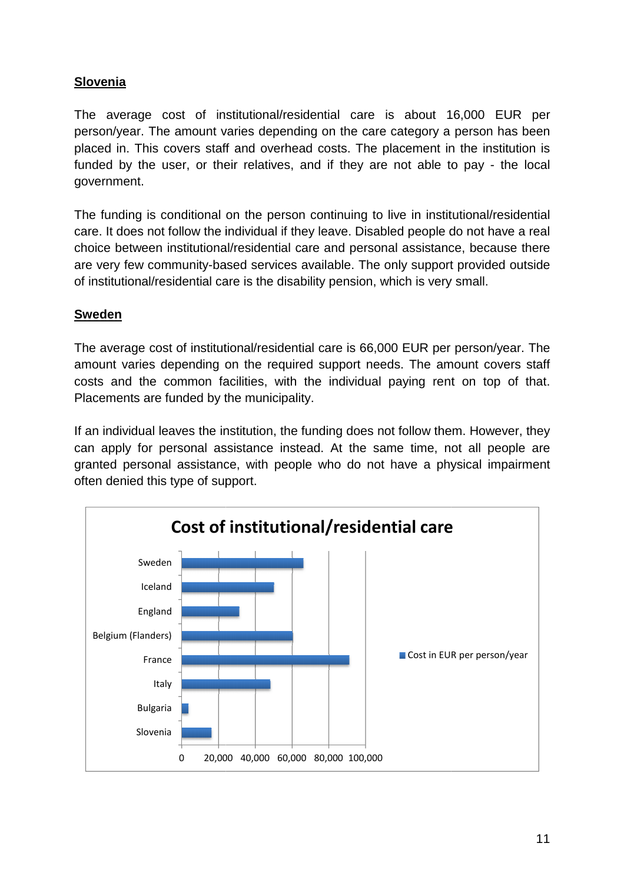**Slovenia**

The average cost of institutional/residential care is about 16,000 EUR per person/year. The amount varies depending on the care category a person has been placed in. This covers staff and overhead costs. The placement in the institution is funded by the user, or their relatives, and if they are not able to pay - the local government.

The funding is conditional on the person continuing to live in institutional/residential care. It does not follow the individual if they leave. Disabled people do not have a real choice between institutional/residential care and personal assistance, because there are very few community-based services available. The only support provided outside of institutional/residential care is the disability pension, which is very small.

**Sweden**

The average cost of institutional/residential care is 66,000 EUR per person/year. The amount varies depending on the required support needs. The amount covers staff costs and the common facilities, with the individual paying rent on top of that. Placements are funded by the municipality.

If an individual leaves the institution, the funding does not follow them. However, they can apply for personal assistance instead. At the same time, not all people are granted personal assistance, with people who do not have a physical impairment often denied this type of support.

**Cost of institutional/residential care**

Cost in EUR per person/year: Sweden, Iceland, England, Belgium (Flanders), France, Italy, Bulgaria, Slovenia (axis: 0, 20,000, 40,000, 60,000, 80,000, 100,000)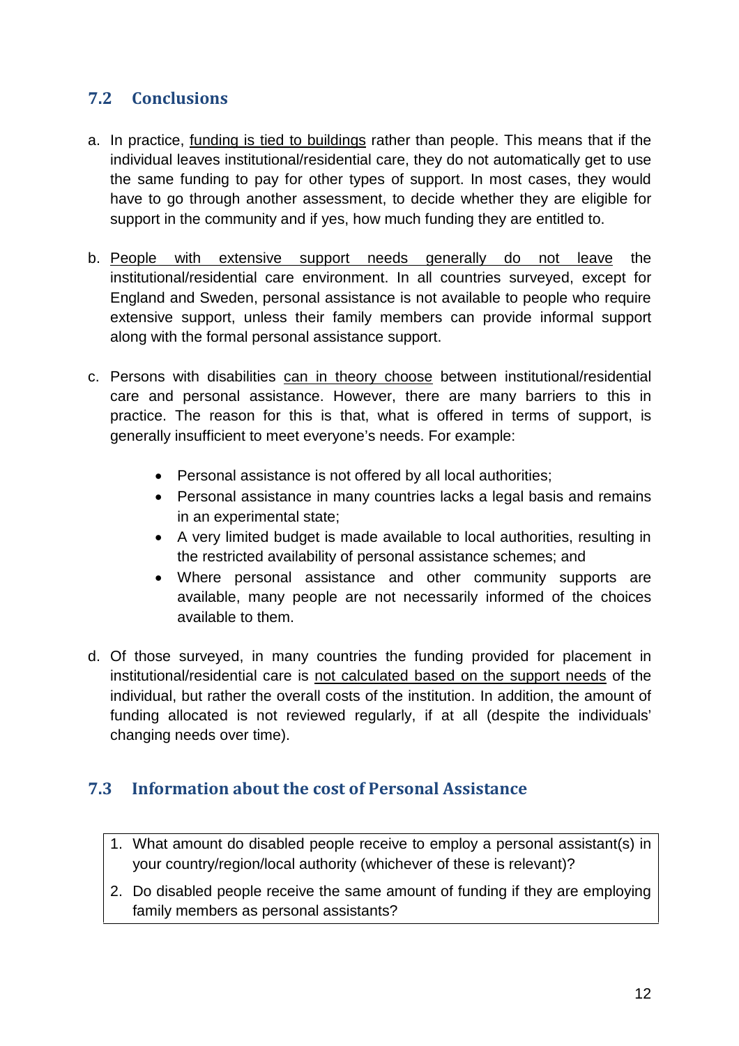## 7.2 Conclusions

a. In practice, <u>funding is tied to buildings</u> rather than people. This means that if the individual leaves institutional/residential care, they do not automatically get to use the same funding to pay for other types of support. In most cases, they would have to go through another assessment, to decide whether they are eligible for support in the community and if yes, how much funding they are entitled to.

b. <u>People with extensive support needs generally do not leave</u> the institutional/residential care environment. In all countries surveyed, except for England and Sweden, personal assistance is not available to people who require extensive support, unless their family members can provide informal support along with the formal personal assistance support.

c. Persons with disabilities <u>can in theory choose</u> between institutional/residential care and personal assistance. However, there are many barriers to this in practice. The reason for this is that, what is offered in terms of support, is generally insufficient to meet everyone's needs. For example:

   - Personal assistance is not offered by all local authorities;
   - Personal assistance in many countries lacks a legal basis and remains in an experimental state;
   - A very limited budget is made available to local authorities, resulting in the restricted availability of personal assistance schemes; and
   - Where personal assistance and other community supports are available, many people are not necessarily informed of the choices available to them.

d. Of those surveyed, in many countries the funding provided for placement in institutional/residential care is <u>not calculated based on the support needs</u> of the individual, but rather the overall costs of the institution. In addition, the amount of funding allocated is not reviewed regularly, if at all (despite the individuals' changing needs over time).

## 7.3 Information about the cost of Personal Assistance

1. What amount do disabled people receive to employ a personal assistant(s) in your country/region/local authority (whichever of these is relevant)?
2. Do disabled people receive the same amount of funding if they are employing family members as personal assistants?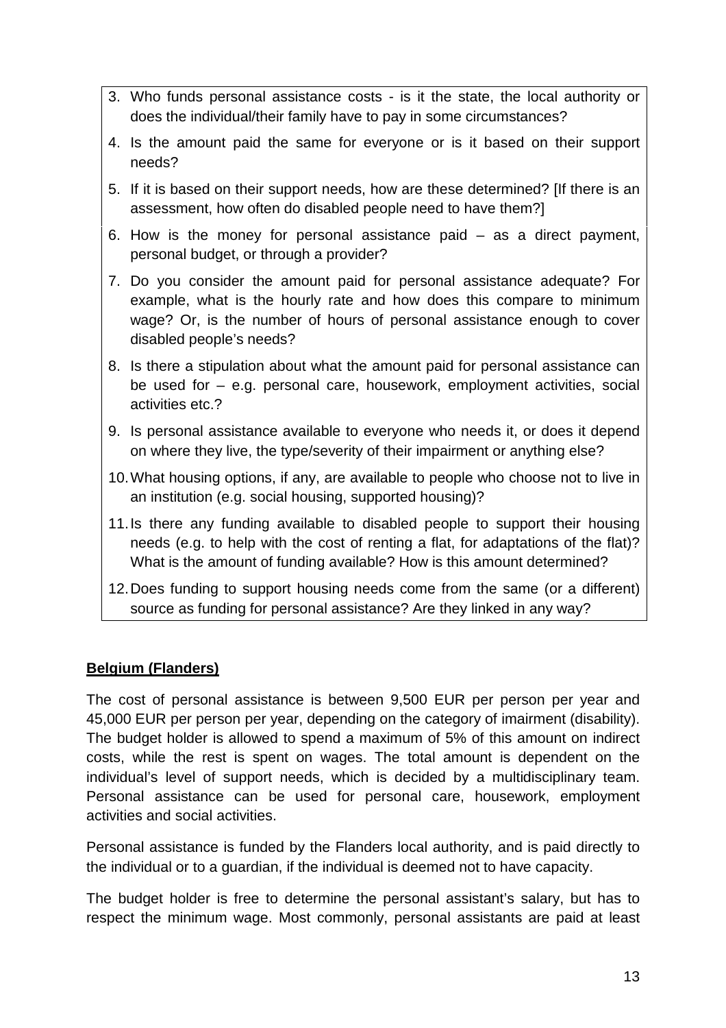3. Who funds personal assistance costs - is it the state, the local authority or does the individual/their family have to pay in some circumstances?
4. Is the amount paid the same for everyone or is it based on their support needs?
5. If it is based on their support needs, how are these determined? [If there is an assessment, how often do disabled people need to have them?]
6. How is the money for personal assistance paid – as a direct payment, personal budget, or through a provider?
7. Do you consider the amount paid for personal assistance adequate? For example, what is the hourly rate and how does this compare to minimum wage? Or, is the number of hours of personal assistance enough to cover disabled people's needs?
8. Is there a stipulation about what the amount paid for personal assistance can be used for – e.g. personal care, housework, employment activities, social activities etc.?
9. Is personal assistance available to everyone who needs it, or does it depend on where they live, the type/severity of their impairment or anything else?
10. What housing options, if any, are available to people who choose not to live in an institution (e.g. social housing, supported housing)?
11. Is there any funding available to disabled people to support their housing needs (e.g. to help with the cost of renting a flat, for adaptations of the flat)? What is the amount of funding available? How is this amount determined?
12. Does funding to support housing needs come from the same (or a different) source as funding for personal assistance? Are they linked in any way?

**Belgium (Flanders)**

The cost of personal assistance is between 9,500 EUR per person per year and 45,000 EUR per person per year, depending on the category of imairment (disability). The budget holder is allowed to spend a maximum of 5% of this amount on indirect costs, while the rest is spent on wages. The total amount is dependent on the individual's level of support needs, which is decided by a multidisciplinary team. Personal assistance can be used for personal care, housework, employment activities and social activities.

Personal assistance is funded by the Flanders local authority, and is paid directly to the individual or to a guardian, if the individual is deemed not to have capacity.

The budget holder is free to determine the personal assistant's salary, but has to respect the minimum wage. Most commonly, personal assistants are paid at least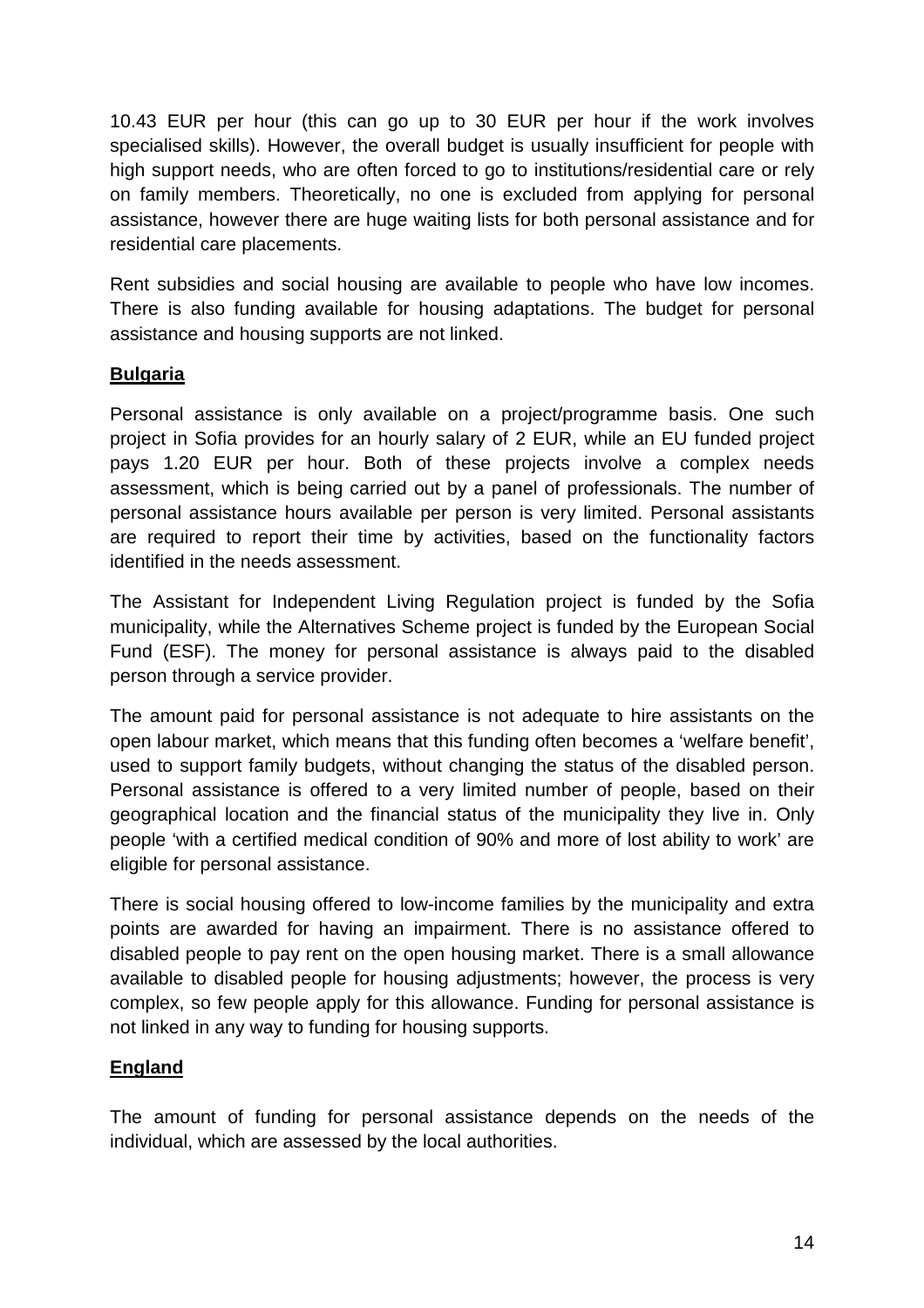10.43 EUR per hour (this can go up to 30 EUR per hour if the work involves specialised skills). However, the overall budget is usually insufficient for people with high support needs, who are often forced to go to institutions/residential care or rely on family members. Theoretically, no one is excluded from applying for personal assistance, however there are huge waiting lists for both personal assistance and for residential care placements.

Rent subsidies and social housing are available to people who have low incomes. There is also funding available for housing adaptations. The budget for personal assistance and housing supports are not linked.

**Bulgaria**

Personal assistance is only available on a project/programme basis. One such project in Sofia provides for an hourly salary of 2 EUR, while an EU funded project pays 1.20 EUR per hour. Both of these projects involve a complex needs assessment, which is being carried out by a panel of professionals. The number of personal assistance hours available per person is very limited. Personal assistants are required to report their time by activities, based on the functionality factors identified in the needs assessment.

The Assistant for Independent Living Regulation project is funded by the Sofia municipality, while the Alternatives Scheme project is funded by the European Social Fund (ESF). The money for personal assistance is always paid to the disabled person through a service provider.

The amount paid for personal assistance is not adequate to hire assistants on the open labour market, which means that this funding often becomes a 'welfare benefit', used to support family budgets, without changing the status of the disabled person. Personal assistance is offered to a very limited number of people, based on their geographical location and the financial status of the municipality they live in. Only people 'with a certified medical condition of 90% and more of lost ability to work' are eligible for personal assistance.

There is social housing offered to low-income families by the municipality and extra points are awarded for having an impairment. There is no assistance offered to disabled people to pay rent on the open housing market. There is a small allowance available to disabled people for housing adjustments; however, the process is very complex, so few people apply for this allowance. Funding for personal assistance is not linked in any way to funding for housing supports.

**England**

The amount of funding for personal assistance depends on the needs of the individual, which are assessed by the local authorities.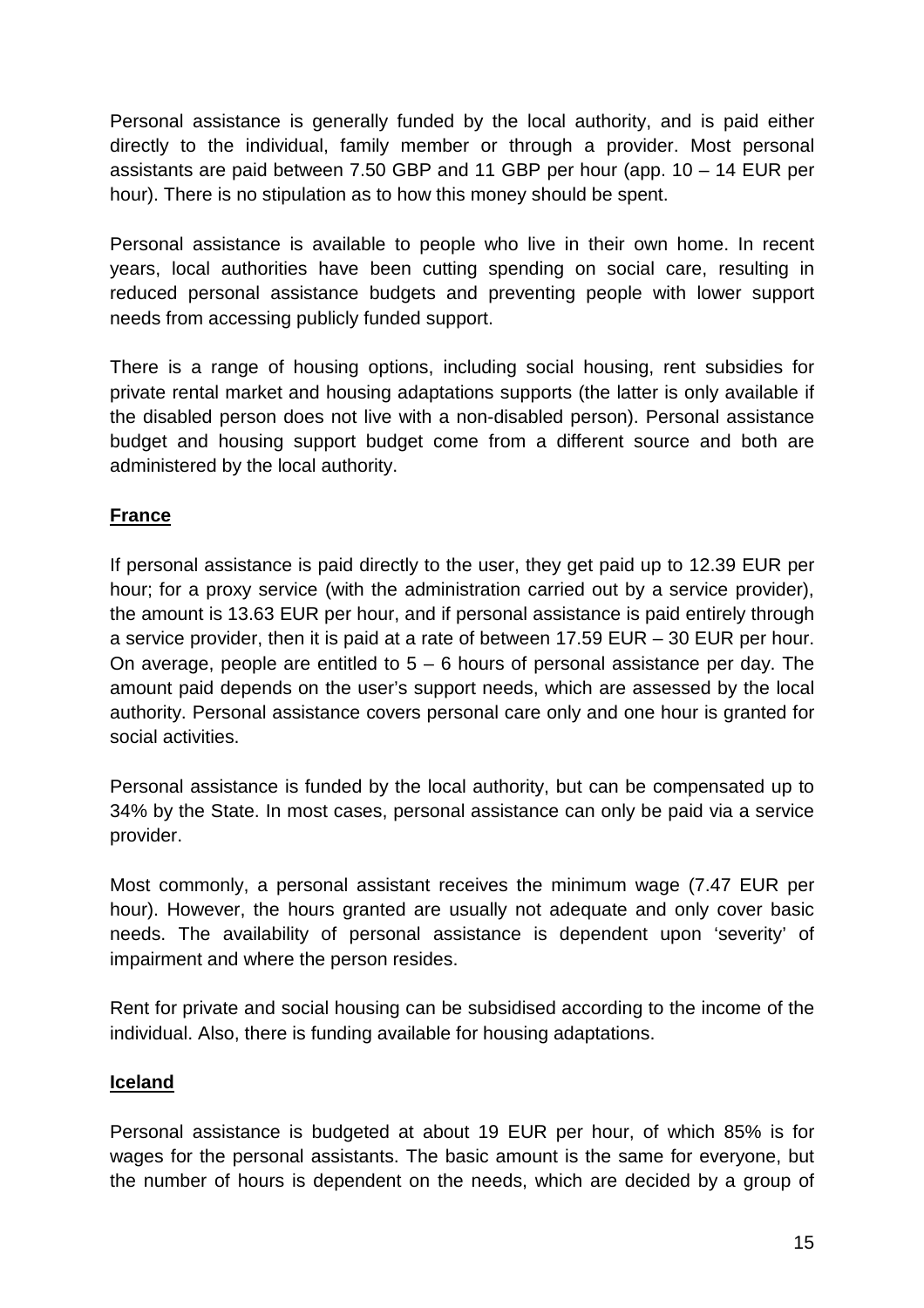Personal assistance is generally funded by the local authority, and is paid either directly to the individual, family member or through a provider. Most personal assistants are paid between 7.50 GBP and 11 GBP per hour (app. 10 – 14 EUR per hour). There is no stipulation as to how this money should be spent.

Personal assistance is available to people who live in their own home. In recent years, local authorities have been cutting spending on social care, resulting in reduced personal assistance budgets and preventing people with lower support needs from accessing publicly funded support.

There is a range of housing options, including social housing, rent subsidies for private rental market and housing adaptations supports (the latter is only available if the disabled person does not live with a non-disabled person). Personal assistance budget and housing support budget come from a different source and both are administered by the local authority.

## France

If personal assistance is paid directly to the user, they get paid up to 12.39 EUR per hour; for a proxy service (with the administration carried out by a service provider), the amount is 13.63 EUR per hour, and if personal assistance is paid entirely through a service provider, then it is paid at a rate of between 17.59 EUR – 30 EUR per hour. On average, people are entitled to 5 – 6 hours of personal assistance per day. The amount paid depends on the user's support needs, which are assessed by the local authority. Personal assistance covers personal care only and one hour is granted for social activities.

Personal assistance is funded by the local authority, but can be compensated up to 34% by the State. In most cases, personal assistance can only be paid via a service provider.

Most commonly, a personal assistant receives the minimum wage (7.47 EUR per hour). However, the hours granted are usually not adequate and only cover basic needs. The availability of personal assistance is dependent upon 'severity' of impairment and where the person resides.

Rent for private and social housing can be subsidised according to the income of the individual. Also, there is funding available for housing adaptations.

## Iceland

Personal assistance is budgeted at about 19 EUR per hour, of which 85% is for wages for the personal assistants. The basic amount is the same for everyone, but the number of hours is dependent on the needs, which are decided by a group of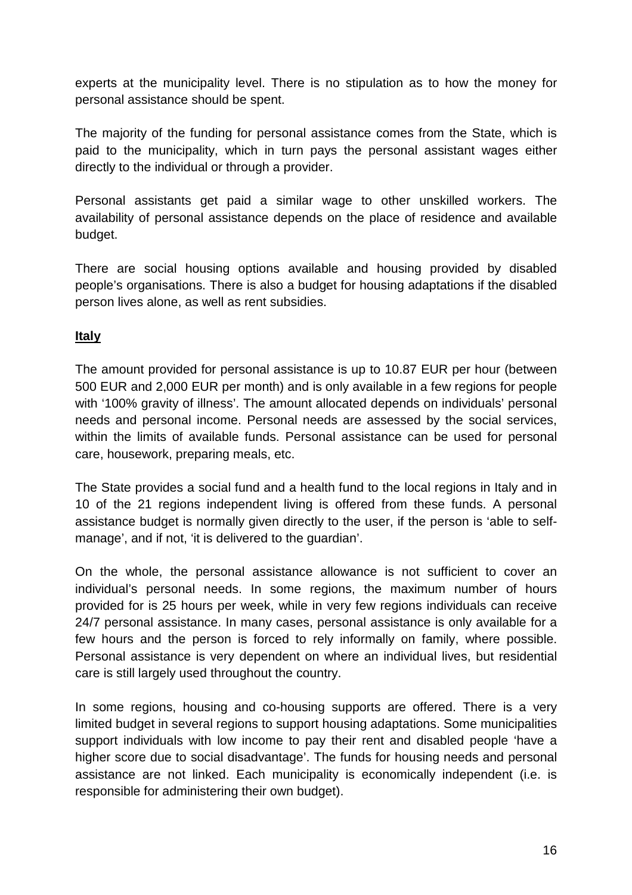experts at the municipality level. There is no stipulation as to how the money for personal assistance should be spent.

The majority of the funding for personal assistance comes from the State, which is paid to the municipality, which in turn pays the personal assistant wages either directly to the individual or through a provider.

Personal assistants get paid a similar wage to other unskilled workers. The availability of personal assistance depends on the place of residence and available budget.

There are social housing options available and housing provided by disabled people's organisations. There is also a budget for housing adaptations if the disabled person lives alone, as well as rent subsidies.

**Italy**

The amount provided for personal assistance is up to 10.87 EUR per hour (between 500 EUR and 2,000 EUR per month) and is only available in a few regions for people with '100% gravity of illness'. The amount allocated depends on individuals' personal needs and personal income. Personal needs are assessed by the social services, within the limits of available funds. Personal assistance can be used for personal care, housework, preparing meals, etc.

The State provides a social fund and a health fund to the local regions in Italy and in 10 of the 21 regions independent living is offered from these funds. A personal assistance budget is normally given directly to the user, if the person is 'able to self-manage', and if not, 'it is delivered to the guardian'.

On the whole, the personal assistance allowance is not sufficient to cover an individual's personal needs. In some regions, the maximum number of hours provided for is 25 hours per week, while in very few regions individuals can receive 24/7 personal assistance. In many cases, personal assistance is only available for a few hours and the person is forced to rely informally on family, where possible. Personal assistance is very dependent on where an individual lives, but residential care is still largely used throughout the country.

In some regions, housing and co-housing supports are offered. There is a very limited budget in several regions to support housing adaptations. Some municipalities support individuals with low income to pay their rent and disabled people 'have a higher score due to social disadvantage'. The funds for housing needs and personal assistance are not linked. Each municipality is economically independent (i.e. is responsible for administering their own budget).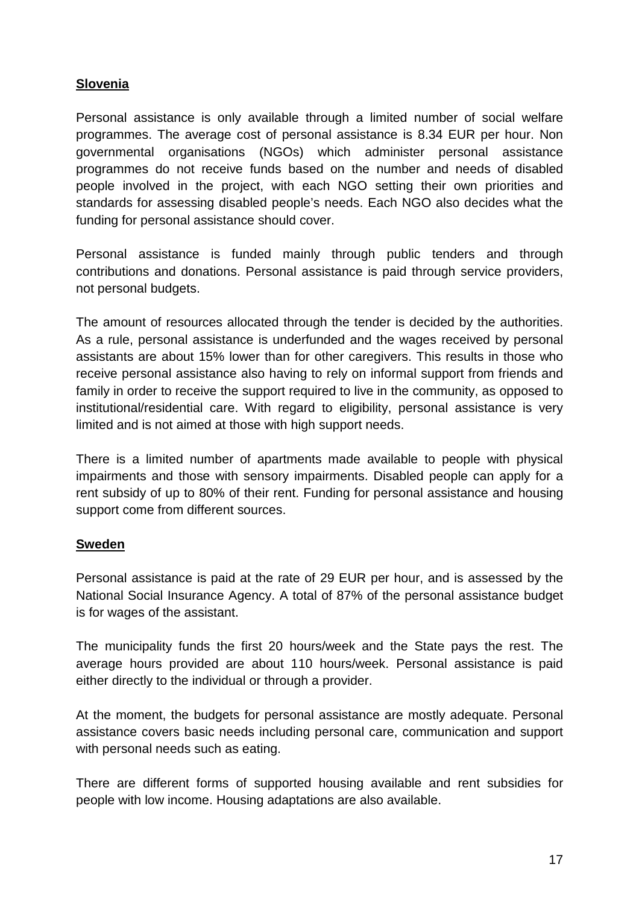**Slovenia**

Personal assistance is only available through a limited number of social welfare programmes. The average cost of personal assistance is 8.34 EUR per hour. Non governmental organisations (NGOs) which administer personal assistance programmes do not receive funds based on the number and needs of disabled people involved in the project, with each NGO setting their own priorities and standards for assessing disabled people's needs. Each NGO also decides what the funding for personal assistance should cover.

Personal assistance is funded mainly through public tenders and through contributions and donations. Personal assistance is paid through service providers, not personal budgets.

The amount of resources allocated through the tender is decided by the authorities. As a rule, personal assistance is underfunded and the wages received by personal assistants are about 15% lower than for other caregivers. This results in those who receive personal assistance also having to rely on informal support from friends and family in order to receive the support required to live in the community, as opposed to institutional/residential care. With regard to eligibility, personal assistance is very limited and is not aimed at those with high support needs.

There is a limited number of apartments made available to people with physical impairments and those with sensory impairments. Disabled people can apply for a rent subsidy of up to 80% of their rent. Funding for personal assistance and housing support come from different sources.

**Sweden**

Personal assistance is paid at the rate of 29 EUR per hour, and is assessed by the National Social Insurance Agency. A total of 87% of the personal assistance budget is for wages of the assistant.

The municipality funds the first 20 hours/week and the State pays the rest. The average hours provided are about 110 hours/week. Personal assistance is paid either directly to the individual or through a provider.

At the moment, the budgets for personal assistance are mostly adequate. Personal assistance covers basic needs including personal care, communication and support with personal needs such as eating.

There are different forms of supported housing available and rent subsidies for people with low income. Housing adaptations are also available.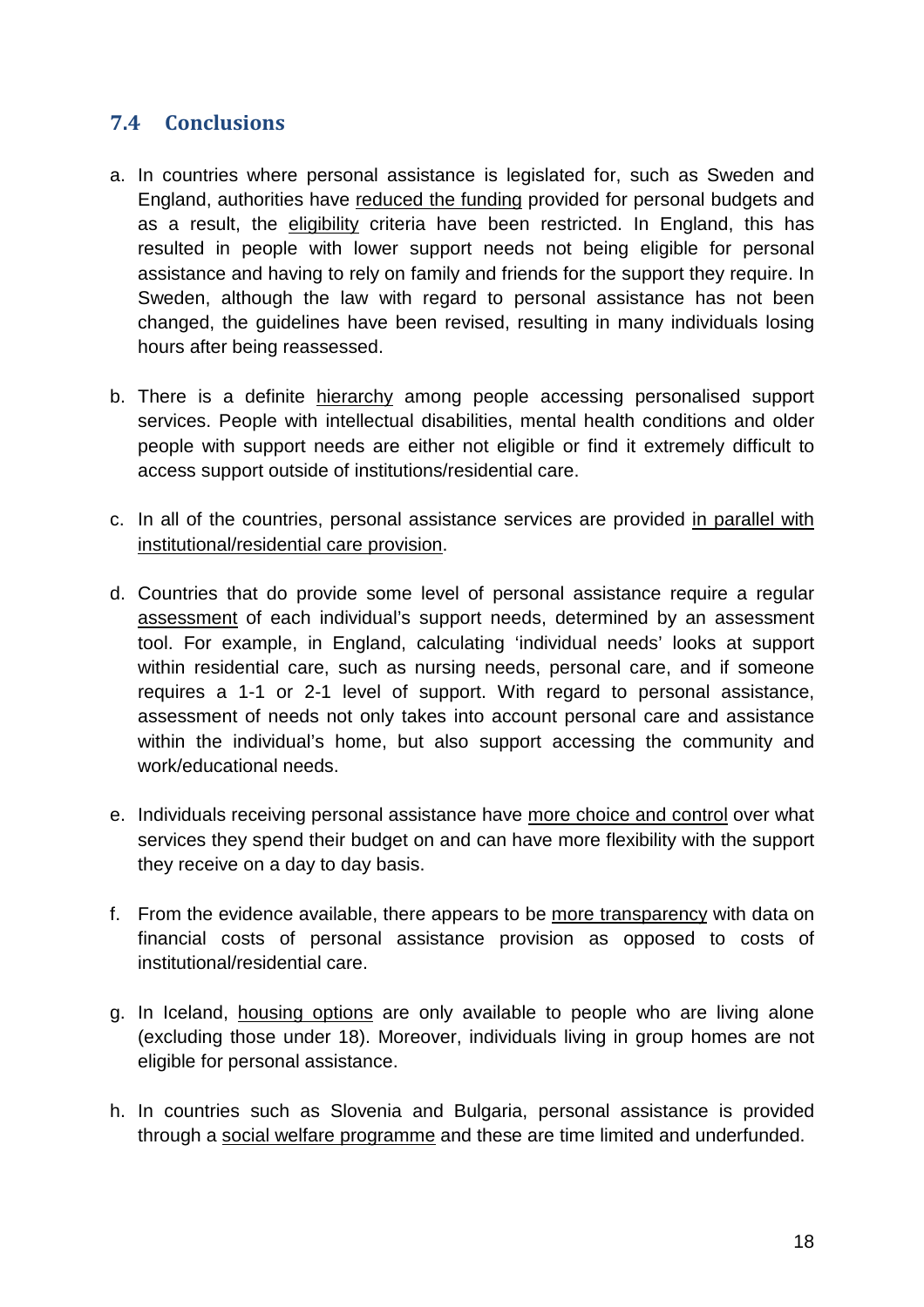## 7.4 Conclusions

a. In countries where personal assistance is legislated for, such as Sweden and England, authorities have <u>reduced the funding</u> provided for personal budgets and as a result, the <u>eligibility</u> criteria have been restricted. In England, this has resulted in people with lower support needs not being eligible for personal assistance and having to rely on family and friends for the support they require. In Sweden, although the law with regard to personal assistance has not been changed, the guidelines have been revised, resulting in many individuals losing hours after being reassessed.

b. There is a definite <u>hierarchy</u> among people accessing personalised support services. People with intellectual disabilities, mental health conditions and older people with support needs are either not eligible or find it extremely difficult to access support outside of institutions/residential care.

c. In all of the countries, personal assistance services are provided <u>in parallel with institutional/residential care provision</u>.

d. Countries that do provide some level of personal assistance require a regular <u>assessment</u> of each individual's support needs, determined by an assessment tool. For example, in England, calculating 'individual needs' looks at support within residential care, such as nursing needs, personal care, and if someone requires a 1-1 or 2-1 level of support. With regard to personal assistance, assessment of needs not only takes into account personal care and assistance within the individual's home, but also support accessing the community and work/educational needs.

e. Individuals receiving personal assistance have <u>more choice and control</u> over what services they spend their budget on and can have more flexibility with the support they receive on a day to day basis.

f. From the evidence available, there appears to be <u>more transparency</u> with data on financial costs of personal assistance provision as opposed to costs of institutional/residential care.

g. In Iceland, <u>housing options</u> are only available to people who are living alone (excluding those under 18). Moreover, individuals living in group homes are not eligible for personal assistance.

h. In countries such as Slovenia and Bulgaria, personal assistance is provided through a <u>social welfare programme</u> and these are time limited and underfunded.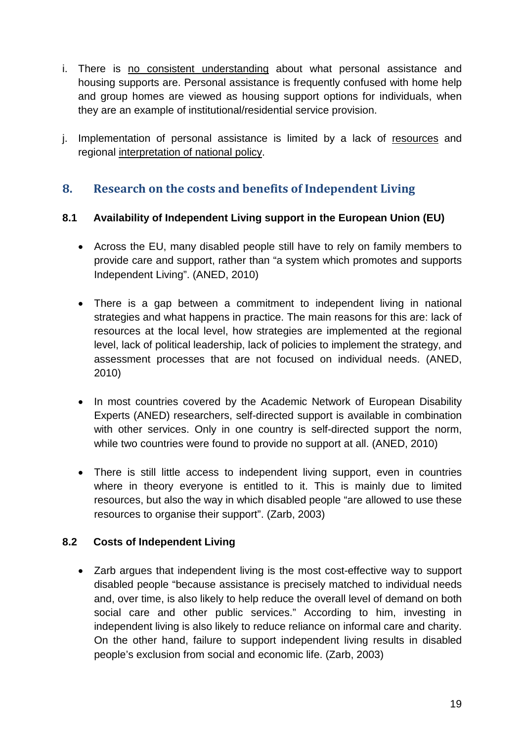i. There is <u>no consistent understanding</u> about what personal assistance and housing supports are. Personal assistance is frequently confused with home help and group homes are viewed as housing support options for individuals, when they are an example of institutional/residential service provision.

j. Implementation of personal assistance is limited by a lack of <u>resources</u> and regional <u>interpretation of national policy</u>.

## 8. Research on the costs and benefits of Independent Living

### 8.1 Availability of Independent Living support in the European Union (EU)

- Across the EU, many disabled people still have to rely on family members to provide care and support, rather than "a system which promotes and supports Independent Living". (ANED, 2010)

- There is a gap between a commitment to independent living in national strategies and what happens in practice. The main reasons for this are: lack of resources at the local level, how strategies are implemented at the regional level, lack of political leadership, lack of policies to implement the strategy, and assessment processes that are not focused on individual needs. (ANED, 2010)

- In most countries covered by the Academic Network of European Disability Experts (ANED) researchers, self-directed support is available in combination with other services. Only in one country is self-directed support the norm, while two countries were found to provide no support at all. (ANED, 2010)

- There is still little access to independent living support, even in countries where in theory everyone is entitled to it. This is mainly due to limited resources, but also the way in which disabled people "are allowed to use these resources to organise their support". (Zarb, 2003)

### 8.2 Costs of Independent Living

- Zarb argues that independent living is the most cost-effective way to support disabled people "because assistance is precisely matched to individual needs and, over time, is also likely to help reduce the overall level of demand on both social care and other public services." According to him, investing in independent living is also likely to reduce reliance on informal care and charity. On the other hand, failure to support independent living results in disabled people's exclusion from social and economic life. (Zarb, 2003)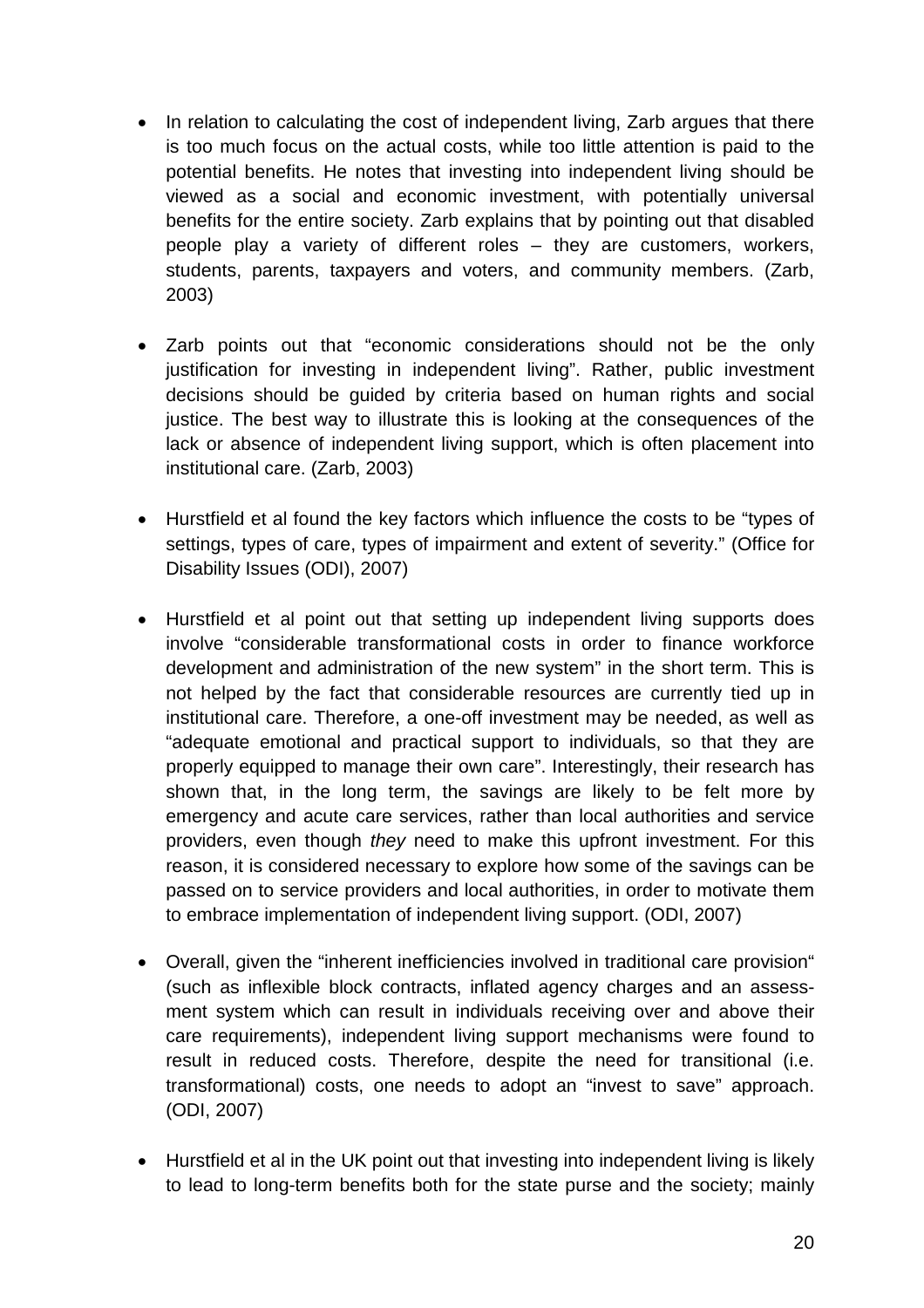- In relation to calculating the cost of independent living, Zarb argues that there is too much focus on the actual costs, while too little attention is paid to the potential benefits. He notes that investing into independent living should be viewed as a social and economic investment, with potentially universal benefits for the entire society. Zarb explains that by pointing out that disabled people play a variety of different roles – they are customers, workers, students, parents, taxpayers and voters, and community members. (Zarb, 2003)

- Zarb points out that "economic considerations should not be the only justification for investing in independent living". Rather, public investment decisions should be guided by criteria based on human rights and social justice. The best way to illustrate this is looking at the consequences of the lack or absence of independent living support, which is often placement into institutional care. (Zarb, 2003)

- Hurstfield et al found the key factors which influence the costs to be "types of settings, types of care, types of impairment and extent of severity." (Office for Disability Issues (ODI), 2007)

- Hurstfield et al point out that setting up independent living supports does involve "considerable transformational costs in order to finance workforce development and administration of the new system" in the short term. This is not helped by the fact that considerable resources are currently tied up in institutional care. Therefore, a one-off investment may be needed, as well as "adequate emotional and practical support to individuals, so that they are properly equipped to manage their own care". Interestingly, their research has shown that, in the long term, the savings are likely to be felt more by emergency and acute care services, rather than local authorities and service providers, even though *they* need to make this upfront investment. For this reason, it is considered necessary to explore how some of the savings can be passed on to service providers and local authorities, in order to motivate them to embrace implementation of independent living support. (ODI, 2007)

- Overall, given the "inherent inefficiencies involved in traditional care provision" (such as inflexible block contracts, inflated agency charges and an assessment system which can result in individuals receiving over and above their care requirements), independent living support mechanisms were found to result in reduced costs. Therefore, despite the need for transitional (i.e. transformational) costs, one needs to adopt an "invest to save" approach. (ODI, 2007)

- Hurstfield et al in the UK point out that investing into independent living is likely to lead to long-term benefits both for the state purse and the society; mainly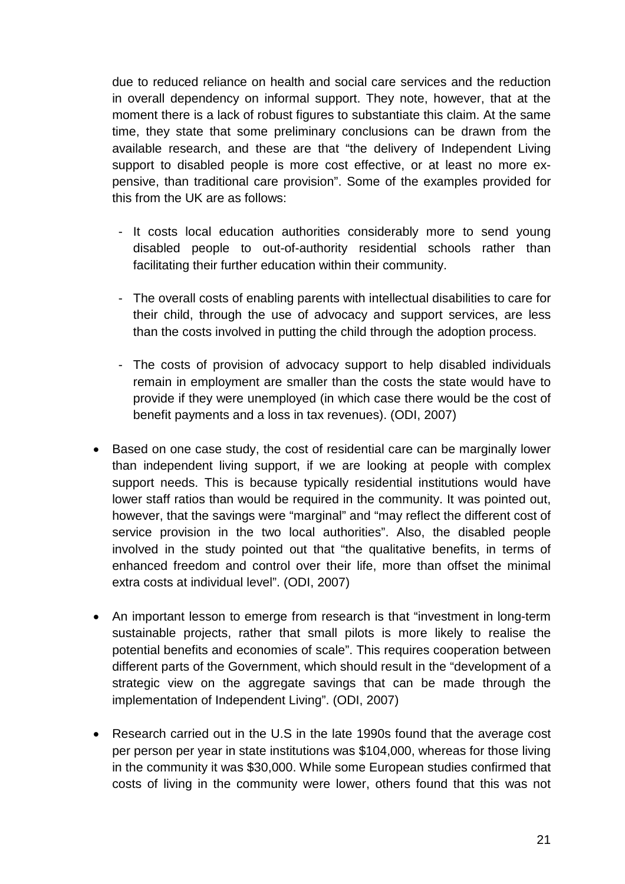due to reduced reliance on health and social care services and the reduction in overall dependency on informal support. They note, however, that at the moment there is a lack of robust figures to substantiate this claim. At the same time, they state that some preliminary conclusions can be drawn from the available research, and these are that "the delivery of Independent Living support to disabled people is more cost effective, or at least no more expensive, than traditional care provision". Some of the examples provided for this from the UK are as follows:

- It costs local education authorities considerably more to send young disabled people to out-of-authority residential schools rather than facilitating their further education within their community.

- The overall costs of enabling parents with intellectual disabilities to care for their child, through the use of advocacy and support services, are less than the costs involved in putting the child through the adoption process.

- The costs of provision of advocacy support to help disabled individuals remain in employment are smaller than the costs the state would have to provide if they were unemployed (in which case there would be the cost of benefit payments and a loss in tax revenues). (ODI, 2007)

- Based on one case study, the cost of residential care can be marginally lower than independent living support, if we are looking at people with complex support needs. This is because typically residential institutions would have lower staff ratios than would be required in the community. It was pointed out, however, that the savings were "marginal" and "may reflect the different cost of service provision in the two local authorities". Also, the disabled people involved in the study pointed out that "the qualitative benefits, in terms of enhanced freedom and control over their life, more than offset the minimal extra costs at individual level". (ODI, 2007)

- An important lesson to emerge from research is that "investment in long-term sustainable projects, rather that small pilots is more likely to realise the potential benefits and economies of scale". This requires cooperation between different parts of the Government, which should result in the "development of a strategic view on the aggregate savings that can be made through the implementation of Independent Living". (ODI, 2007)

- Research carried out in the U.S in the late 1990s found that the average cost per person per year in state institutions was $104,000, whereas for those living in the community it was $30,000. While some European studies confirmed that costs of living in the community were lower, others found that this was not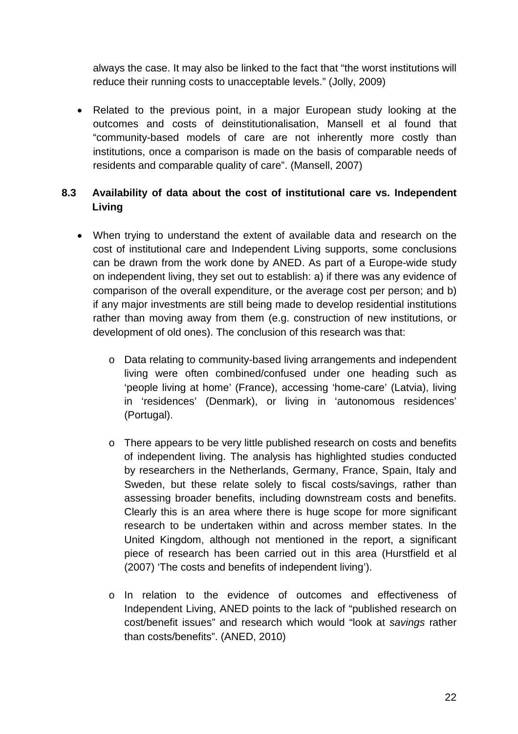always the case. It may also be linked to the fact that "the worst institutions will reduce their running costs to unacceptable levels." (Jolly, 2009)

- Related to the previous point, in a major European study looking at the outcomes and costs of deinstitutionalisation, Mansell et al found that "community-based models of care are not inherently more costly than institutions, once a comparison is made on the basis of comparable needs of residents and comparable quality of care". (Mansell, 2007)

### 8.3 Availability of data about the cost of institutional care vs. Independent Living

- When trying to understand the extent of available data and research on the cost of institutional care and Independent Living supports, some conclusions can be drawn from the work done by ANED. As part of a Europe-wide study on independent living, they set out to establish: a) if there was any evidence of comparison of the overall expenditure, or the average cost per person; and b) if any major investments are still being made to develop residential institutions rather than moving away from them (e.g. construction of new institutions, or development of old ones). The conclusion of this research was that:
    - Data relating to community-based living arrangements and independent living were often combined/confused under one heading such as 'people living at home' (France), accessing 'home-care' (Latvia), living in 'residences' (Denmark), or living in 'autonomous residences' (Portugal).
    - There appears to be very little published research on costs and benefits of independent living. The analysis has highlighted studies conducted by researchers in the Netherlands, Germany, France, Spain, Italy and Sweden, but these relate solely to fiscal costs/savings, rather than assessing broader benefits, including downstream costs and benefits. Clearly this is an area where there is huge scope for more significant research to be undertaken within and across member states. In the United Kingdom, although not mentioned in the report, a significant piece of research has been carried out in this area (Hurstfield et al (2007) 'The costs and benefits of independent living').
    - In relation to the evidence of outcomes and effectiveness of Independent Living, ANED points to the lack of "published research on cost/benefit issues" and research which would "look at *savings* rather than costs/benefits". (ANED, 2010)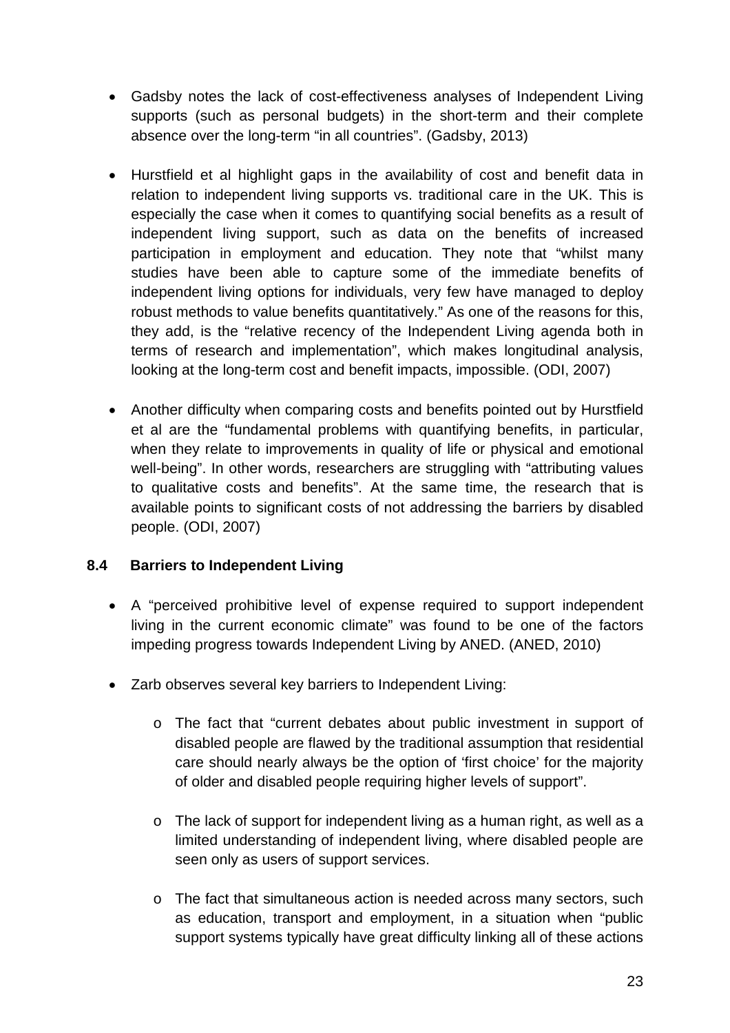- Gadsby notes the lack of cost-effectiveness analyses of Independent Living supports (such as personal budgets) in the short-term and their complete absence over the long-term "in all countries". (Gadsby, 2013)

- Hurstfield et al highlight gaps in the availability of cost and benefit data in relation to independent living supports vs. traditional care in the UK. This is especially the case when it comes to quantifying social benefits as a result of independent living support, such as data on the benefits of increased participation in employment and education. They note that "whilst many studies have been able to capture some of the immediate benefits of independent living options for individuals, very few have managed to deploy robust methods to value benefits quantitatively." As one of the reasons for this, they add, is the "relative recency of the Independent Living agenda both in terms of research and implementation", which makes longitudinal analysis, looking at the long-term cost and benefit impacts, impossible. (ODI, 2007)

- Another difficulty when comparing costs and benefits pointed out by Hurstfield et al are the "fundamental problems with quantifying benefits, in particular, when they relate to improvements in quality of life or physical and emotional well-being". In other words, researchers are struggling with "attributing values to qualitative costs and benefits". At the same time, the research that is available points to significant costs of not addressing the barriers by disabled people. (ODI, 2007)

### 8.4 Barriers to Independent Living

- A "perceived prohibitive level of expense required to support independent living in the current economic climate" was found to be one of the factors impeding progress towards Independent Living by ANED. (ANED, 2010)

- Zarb observes several key barriers to Independent Living:

    - The fact that "current debates about public investment in support of disabled people are flawed by the traditional assumption that residential care should nearly always be the option of 'first choice' for the majority of older and disabled people requiring higher levels of support".

    - The lack of support for independent living as a human right, as well as a limited understanding of independent living, where disabled people are seen only as users of support services.

    - The fact that simultaneous action is needed across many sectors, such as education, transport and employment, in a situation when "public support systems typically have great difficulty linking all of these actions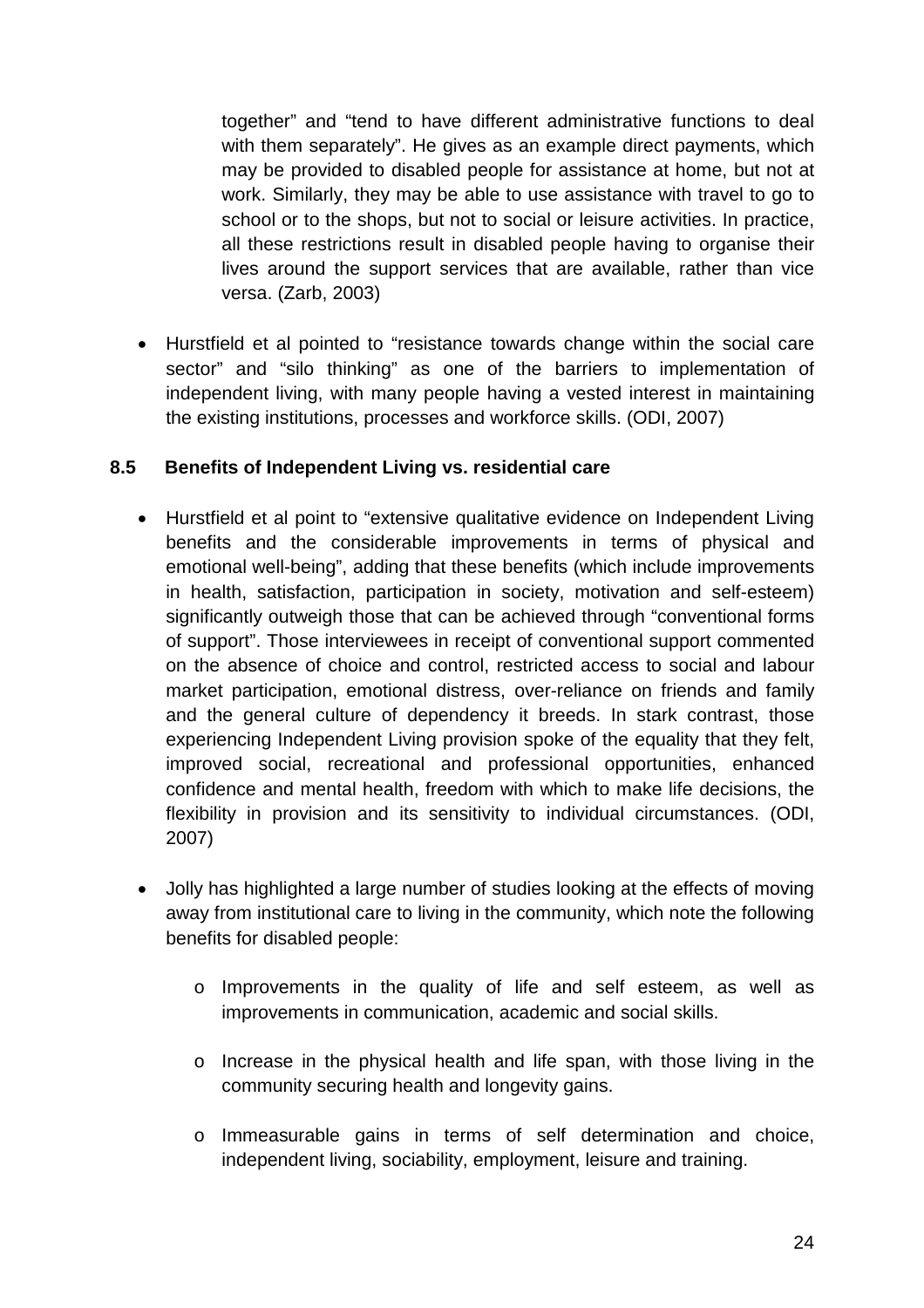together" and "tend to have different administrative functions to deal with them separately". He gives as an example direct payments, which may be provided to disabled people for assistance at home, but not at work. Similarly, they may be able to use assistance with travel to go to school or to the shops, but not to social or leisure activities. In practice, all these restrictions result in disabled people having to organise their lives around the support services that are available, rather than vice versa. (Zarb, 2003)

- Hurstfield et al pointed to "resistance towards change within the social care sector" and "silo thinking" as one of the barriers to implementation of independent living, with many people having a vested interest in maintaining the existing institutions, processes and workforce skills. (ODI, 2007)

### 8.5 Benefits of Independent Living vs. residential care

- Hurstfield et al point to "extensive qualitative evidence on Independent Living benefits and the considerable improvements in terms of physical and emotional well-being", adding that these benefits (which include improvements in health, satisfaction, participation in society, motivation and self-esteem) significantly outweigh those that can be achieved through "conventional forms of support". Those interviewees in receipt of conventional support commented on the absence of choice and control, restricted access to social and labour market participation, emotional distress, over-reliance on friends and family and the general culture of dependency it breeds. In stark contrast, those experiencing Independent Living provision spoke of the equality that they felt, improved social, recreational and professional opportunities, enhanced confidence and mental health, freedom with which to make life decisions, the flexibility in provision and its sensitivity to individual circumstances. (ODI, 2007)

- Jolly has highlighted a large number of studies looking at the effects of moving away from institutional care to living in the community, which note the following benefits for disabled people:

    - Improvements in the quality of life and self esteem, as well as improvements in communication, academic and social skills.

    - Increase in the physical health and life span, with those living in the community securing health and longevity gains.

    - Immeasurable gains in terms of self determination and choice, independent living, sociability, employment, leisure and training.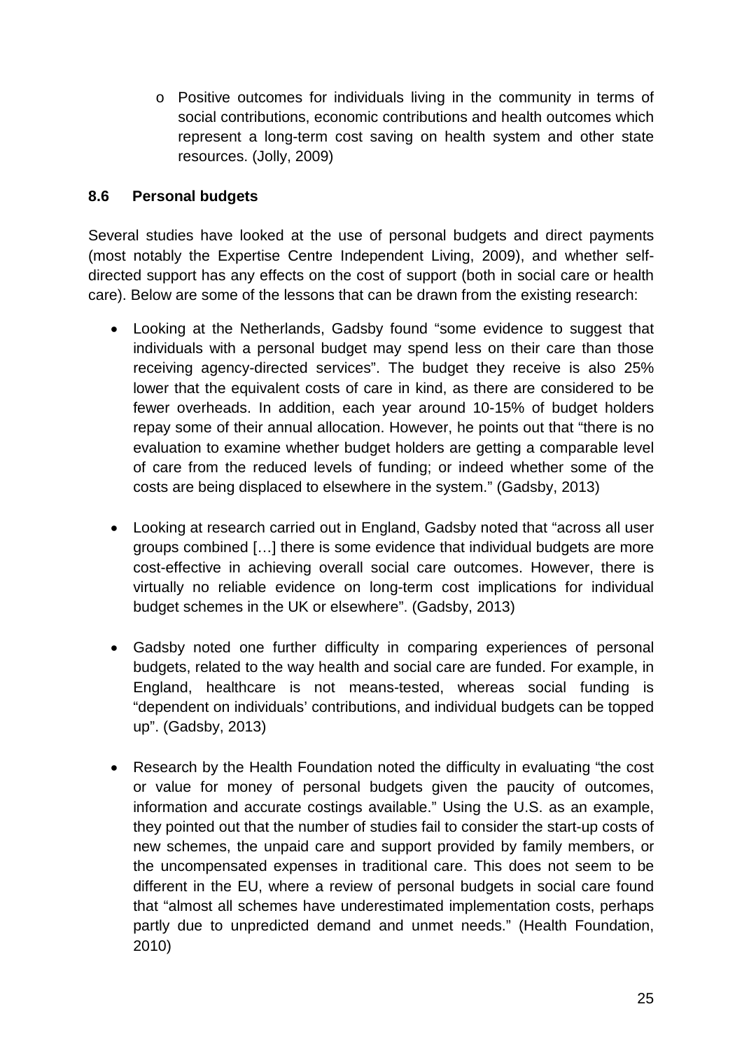- Positive outcomes for individuals living in the community in terms of social contributions, economic contributions and health outcomes which represent a long-term cost saving on health system and other state resources. (Jolly, 2009)

### 8.6 Personal budgets

Several studies have looked at the use of personal budgets and direct payments (most notably the Expertise Centre Independent Living, 2009), and whether self-directed support has any effects on the cost of support (both in social care or health care). Below are some of the lessons that can be drawn from the existing research:

- Looking at the Netherlands, Gadsby found "some evidence to suggest that individuals with a personal budget may spend less on their care than those receiving agency-directed services". The budget they receive is also 25% lower that the equivalent costs of care in kind, as there are considered to be fewer overheads. In addition, each year around 10-15% of budget holders repay some of their annual allocation. However, he points out that "there is no evaluation to examine whether budget holders are getting a comparable level of care from the reduced levels of funding; or indeed whether some of the costs are being displaced to elsewhere in the system." (Gadsby, 2013)

- Looking at research carried out in England, Gadsby noted that "across all user groups combined […] there is some evidence that individual budgets are more cost-effective in achieving overall social care outcomes. However, there is virtually no reliable evidence on long-term cost implications for individual budget schemes in the UK or elsewhere". (Gadsby, 2013)

- Gadsby noted one further difficulty in comparing experiences of personal budgets, related to the way health and social care are funded. For example, in England, healthcare is not means-tested, whereas social funding is "dependent on individuals' contributions, and individual budgets can be topped up". (Gadsby, 2013)

- Research by the Health Foundation noted the difficulty in evaluating "the cost or value for money of personal budgets given the paucity of outcomes, information and accurate costings available." Using the U.S. as an example, they pointed out that the number of studies fail to consider the start-up costs of new schemes, the unpaid care and support provided by family members, or the uncompensated expenses in traditional care. This does not seem to be different in the EU, where a review of personal budgets in social care found that "almost all schemes have underestimated implementation costs, perhaps partly due to unpredicted demand and unmet needs." (Health Foundation, 2010)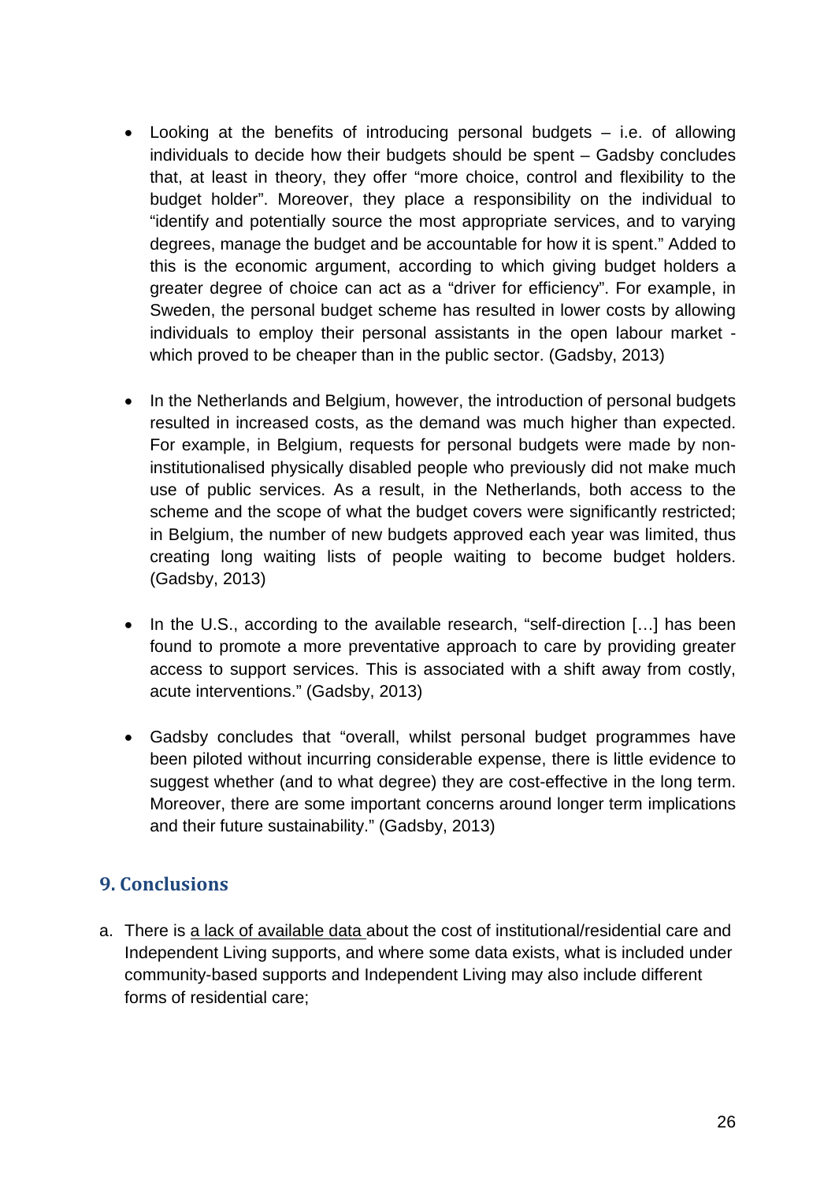- Looking at the benefits of introducing personal budgets – i.e. of allowing individuals to decide how their budgets should be spent – Gadsby concludes that, at least in theory, they offer "more choice, control and flexibility to the budget holder". Moreover, they place a responsibility on the individual to "identify and potentially source the most appropriate services, and to varying degrees, manage the budget and be accountable for how it is spent." Added to this is the economic argument, according to which giving budget holders a greater degree of choice can act as a "driver for efficiency". For example, in Sweden, the personal budget scheme has resulted in lower costs by allowing individuals to employ their personal assistants in the open labour market - which proved to be cheaper than in the public sector. (Gadsby, 2013)

- In the Netherlands and Belgium, however, the introduction of personal budgets resulted in increased costs, as the demand was much higher than expected. For example, in Belgium, requests for personal budgets were made by non-institutionalised physically disabled people who previously did not make much use of public services. As a result, in the Netherlands, both access to the scheme and the scope of what the budget covers were significantly restricted; in Belgium, the number of new budgets approved each year was limited, thus creating long waiting lists of people waiting to become budget holders. (Gadsby, 2013)

- In the U.S., according to the available research, "self-direction […] has been found to promote a more preventative approach to care by providing greater access to support services. This is associated with a shift away from costly, acute interventions." (Gadsby, 2013)

- Gadsby concludes that "overall, whilst personal budget programmes have been piloted without incurring considerable expense, there is little evidence to suggest whether (and to what degree) they are cost-effective in the long term. Moreover, there are some important concerns around longer term implications and their future sustainability." (Gadsby, 2013)

## 9. Conclusions

a. There is <u>a lack of available data</u> about the cost of institutional/residential care and Independent Living supports, and where some data exists, what is included under community-based supports and Independent Living may also include different forms of residential care;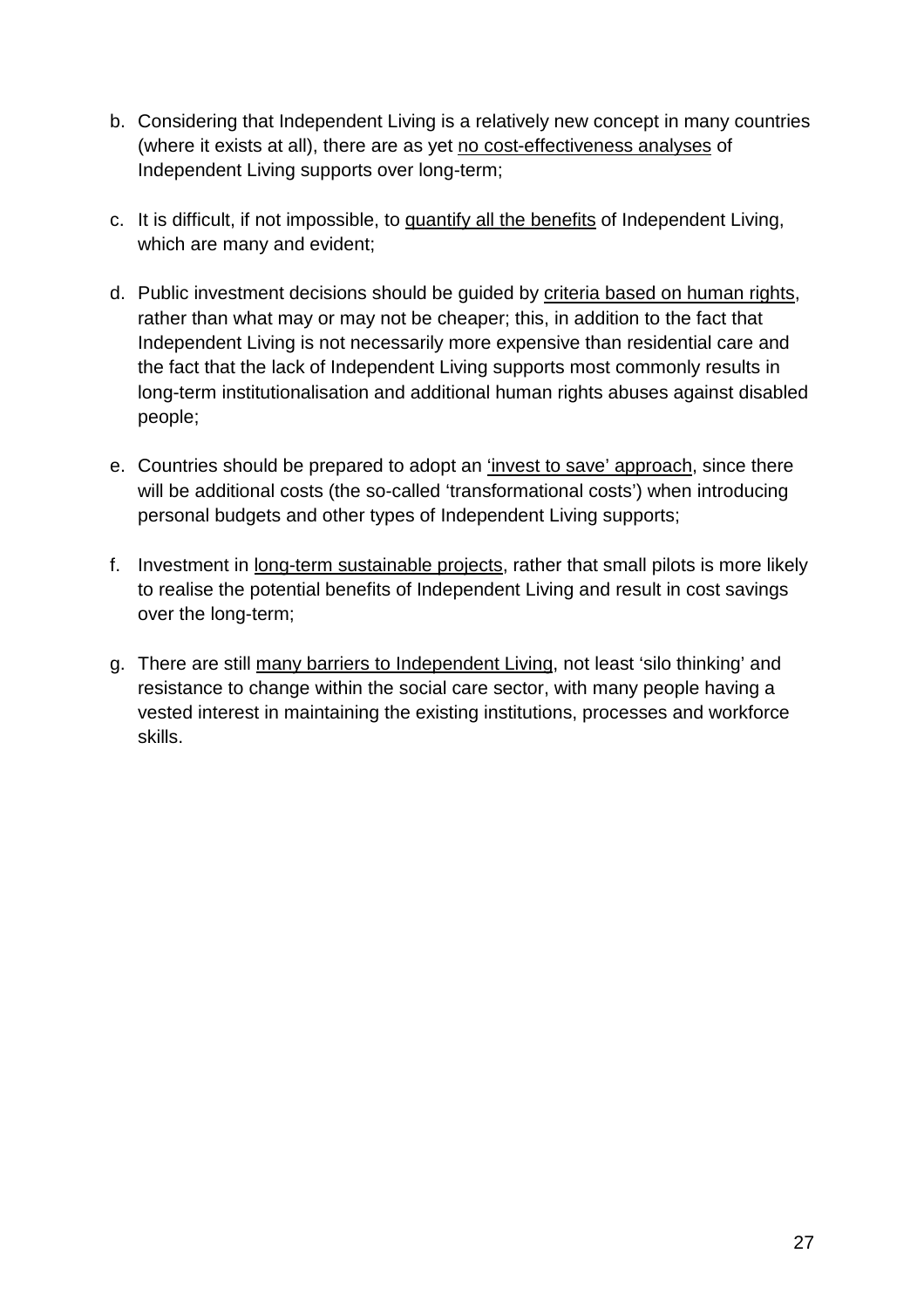b. Considering that Independent Living is a relatively new concept in many countries (where it exists at all), there are as yet <u>no cost-effectiveness analyses</u> of Independent Living supports over long-term;

c. It is difficult, if not impossible, to <u>quantify all the benefits</u> of Independent Living, which are many and evident;

d. Public investment decisions should be guided by <u>criteria based on human rights</u>, rather than what may or may not be cheaper; this, in addition to the fact that Independent Living is not necessarily more expensive than residential care and the fact that the lack of Independent Living supports most commonly results in long-term institutionalisation and additional human rights abuses against disabled people;

e. Countries should be prepared to adopt an <u>'invest to save' approach</u>, since there will be additional costs (the so-called 'transformational costs') when introducing personal budgets and other types of Independent Living supports;

f. Investment in <u>long-term sustainable projects</u>, rather that small pilots is more likely to realise the potential benefits of Independent Living and result in cost savings over the long-term;

g. There are still <u>many barriers to Independent Living</u>, not least 'silo thinking' and resistance to change within the social care sector, with many people having a vested interest in maintaining the existing institutions, processes and workforce skills.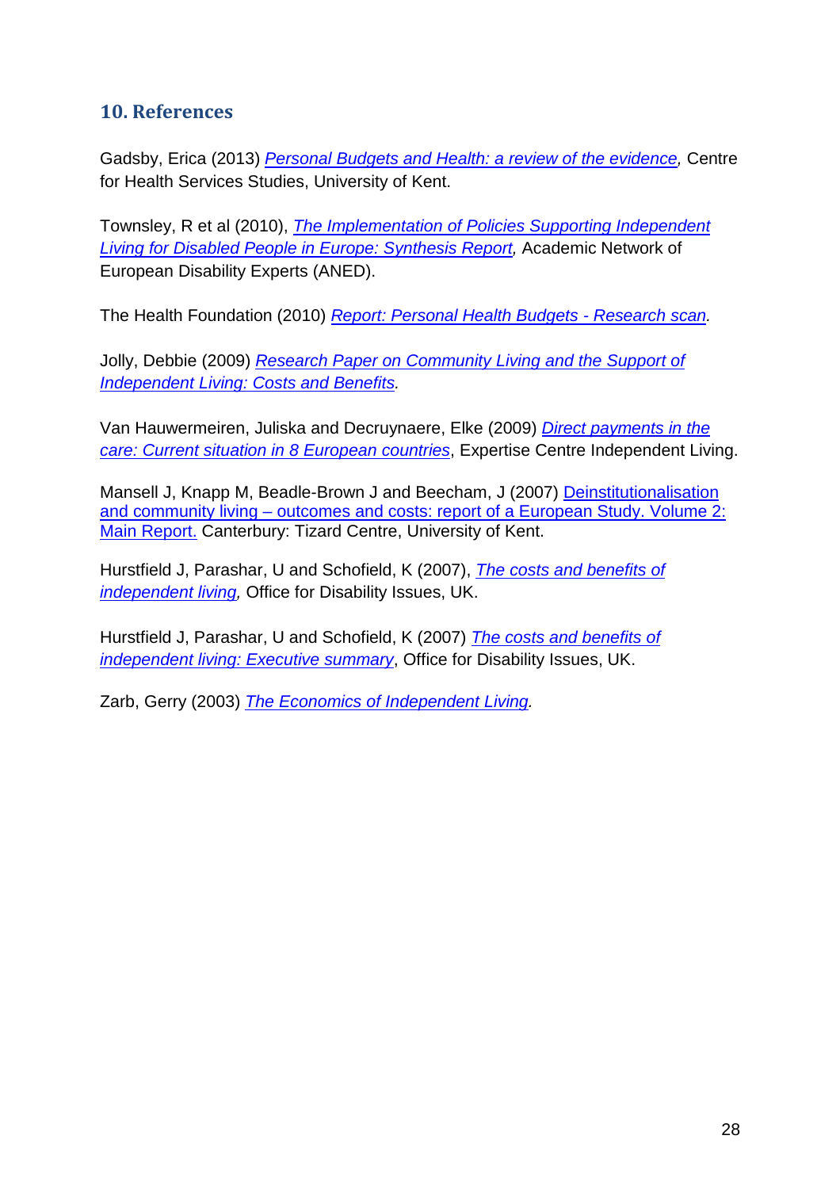## 10. References

Gadsby, Erica (2013) *Personal Budgets and Health: a review of the evidence,* Centre for Health Services Studies, University of Kent.

Townsley, R et al (2010), *The Implementation of Policies Supporting Independent Living for Disabled People in Europe: Synthesis Report,* Academic Network of European Disability Experts (ANED).

The Health Foundation (2010) *Report: Personal Health Budgets - Research scan.*

Jolly, Debbie (2009) *Research Paper on Community Living and the Support of Independent Living: Costs and Benefits.*

Van Hauwermeiren, Juliska and Decruynaere, Elke (2009) *Direct payments in the care: Current situation in 8 European countries*, Expertise Centre Independent Living.

Mansell J, Knapp M, Beadle-Brown J and Beecham, J (2007) Deinstitutionalisation and community living – outcomes and costs: report of a European Study. Volume 2: Main Report. Canterbury: Tizard Centre, University of Kent.

Hurstfield J, Parashar, U and Schofield, K (2007), *The costs and benefits of independent living,* Office for Disability Issues, UK.

Hurstfield J, Parashar, U and Schofield, K (2007) *The costs and benefits of independent living: Executive summary*, Office for Disability Issues, UK.

Zarb, Gerry (2003) *The Economics of Independent Living.*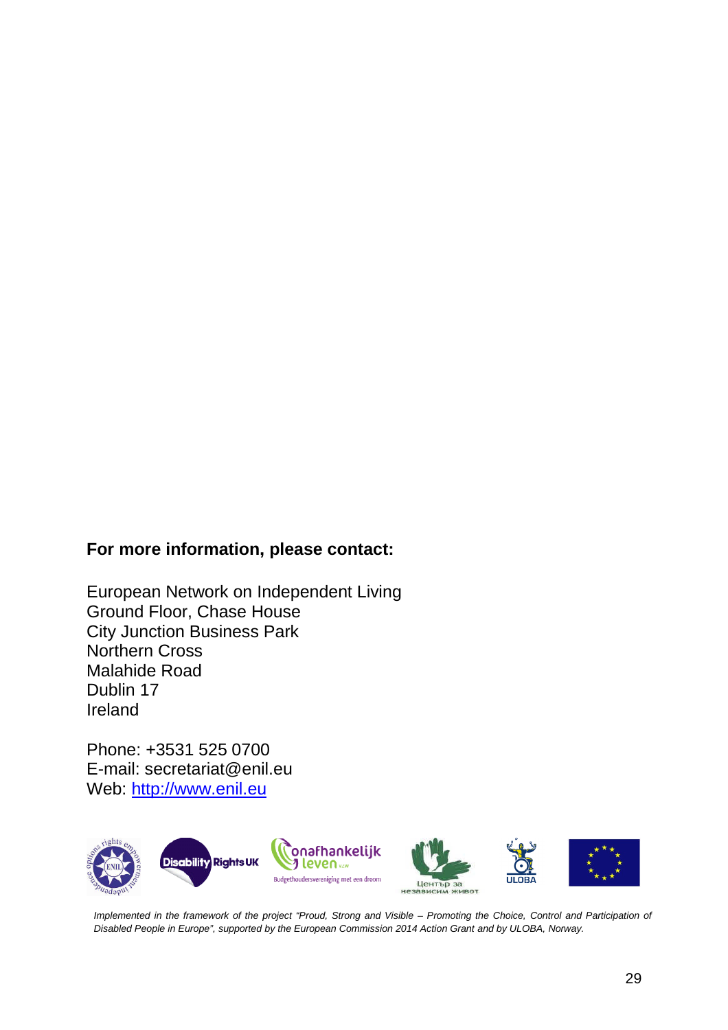**For more information, please contact:**

European Network on Independent Living
Ground Floor, Chase House
City Junction Business Park
Northern Cross
Malahide Road
Dublin 17
Ireland

Phone: +3531 525 0700
E-mail: secretariat@enil.eu
Web: [http://www.enil.eu](http://www.enil.eu)

*Implemented in the framework of the project "Proud, Strong and Visible – Promoting the Choice, Control and Participation of Disabled People in Europe", supported by the European Commission 2014 Action Grant and by ULOBA, Norway.*